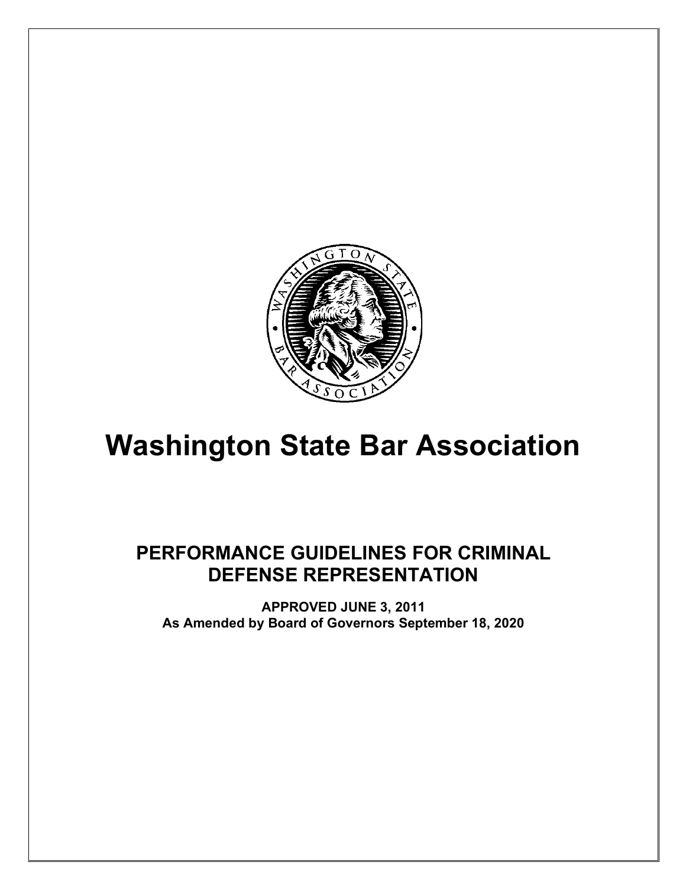# Washington State Bar Association

## PERFORMANCE GUIDELINES FOR CRIMINAL DEFENSE REPRESENTATION

**APPROVED JUNE 3, 2011**
**As Amended by Board of Governors September 18, 2020**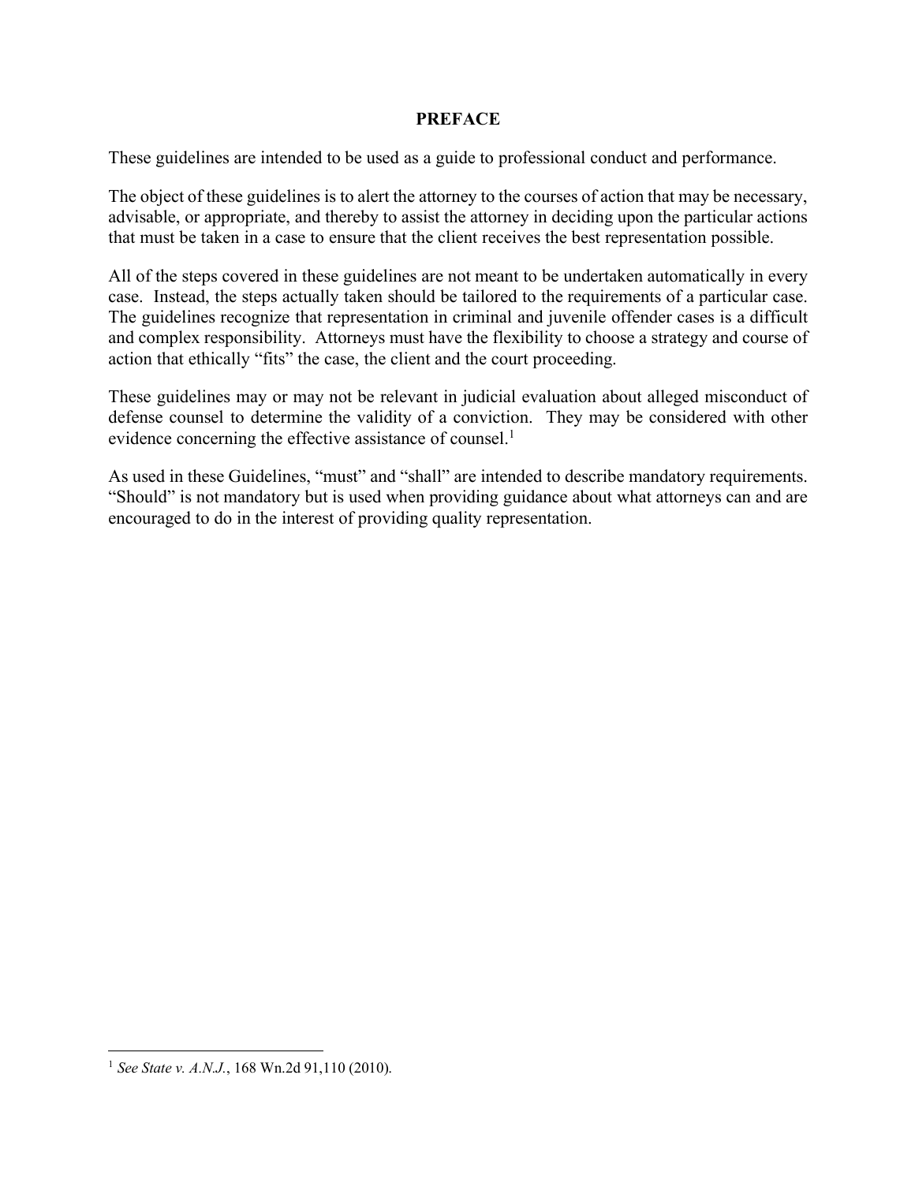# PREFACE

These guidelines are intended to be used as a guide to professional conduct and performance.

The object of these guidelines is to alert the attorney to the courses of action that may be necessary, advisable, or appropriate, and thereby to assist the attorney in deciding upon the particular actions that must be taken in a case to ensure that the client receives the best representation possible.

All of the steps covered in these guidelines are not meant to be undertaken automatically in every case. Instead, the steps actually taken should be tailored to the requirements of a particular case. The guidelines recognize that representation in criminal and juvenile offender cases is a difficult and complex responsibility. Attorneys must have the flexibility to choose a strategy and course of action that ethically "fits" the case, the client and the court proceeding.

These guidelines may or may not be relevant in judicial evaluation about alleged misconduct of defense counsel to determine the validity of a conviction. They may be considered with other evidence concerning the effective assistance of counsel.[1]

As used in these Guidelines, "must" and "shall" are intended to describe mandatory requirements. "Should" is not mandatory but is used when providing guidance about what attorneys can and are encouraged to do in the interest of providing quality representation.

---

[1] *See State v. A.N.J.*, 168 Wn.2d 91,110 (2010).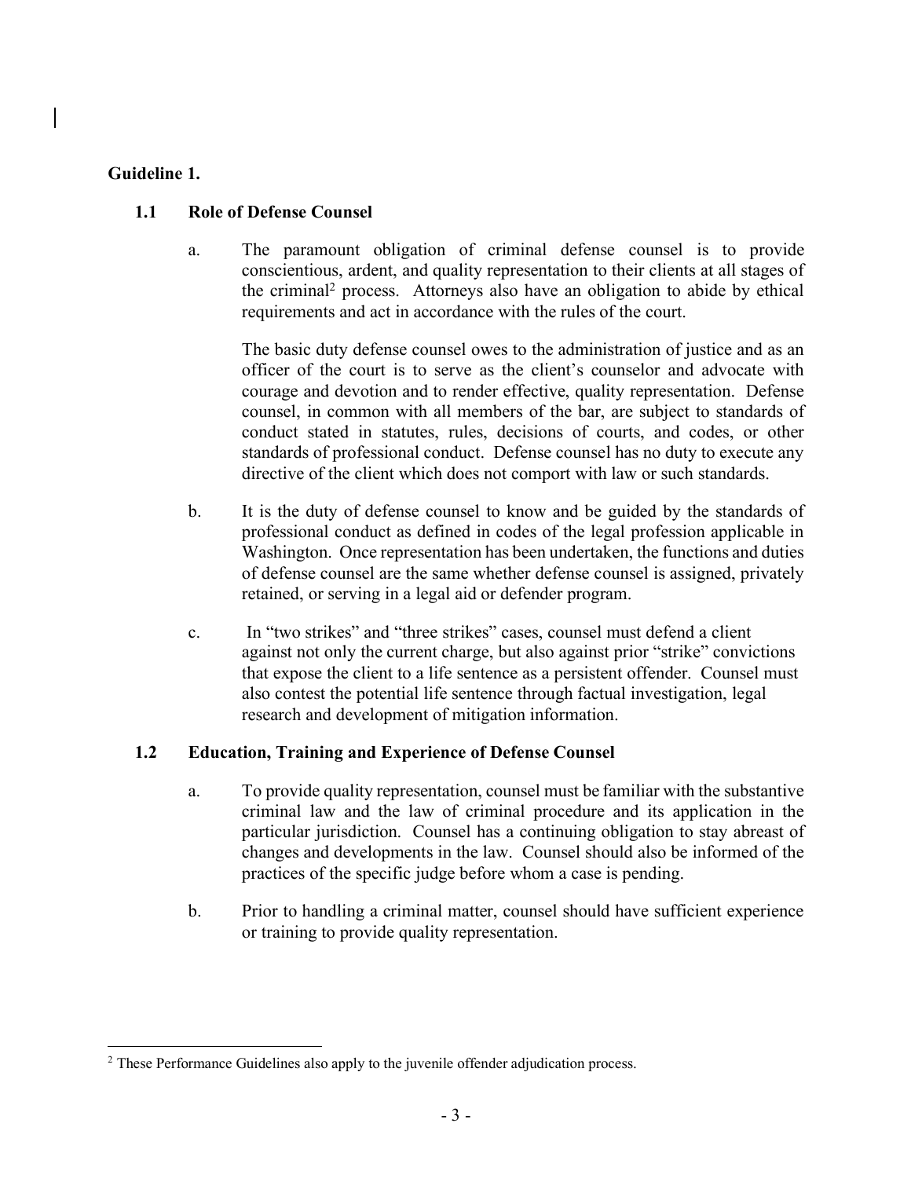## Guideline 1.

### 1.1 Role of Defense Counsel

a. The paramount obligation of criminal defense counsel is to provide conscientious, ardent, and quality representation to their clients at all stages of the criminal[2] process. Attorneys also have an obligation to abide by ethical requirements and act in accordance with the rules of the court.

The basic duty defense counsel owes to the administration of justice and as an officer of the court is to serve as the client's counselor and advocate with courage and devotion and to render effective, quality representation. Defense counsel, in common with all members of the bar, are subject to standards of conduct stated in statutes, rules, decisions of courts, and codes, or other standards of professional conduct. Defense counsel has no duty to execute any directive of the client which does not comport with law or such standards.

b. It is the duty of defense counsel to know and be guided by the standards of professional conduct as defined in codes of the legal profession applicable in Washington. Once representation has been undertaken, the functions and duties of defense counsel are the same whether defense counsel is assigned, privately retained, or serving in a legal aid or defender program.

c. In "two strikes" and "three strikes" cases, counsel must defend a client against not only the current charge, but also against prior "strike" convictions that expose the client to a life sentence as a persistent offender. Counsel must also contest the potential life sentence through factual investigation, legal research and development of mitigation information.

### 1.2 Education, Training and Experience of Defense Counsel

a. To provide quality representation, counsel must be familiar with the substantive criminal law and the law of criminal procedure and its application in the particular jurisdiction. Counsel has a continuing obligation to stay abreast of changes and developments in the law. Counsel should also be informed of the practices of the specific judge before whom a case is pending.

b. Prior to handling a criminal matter, counsel should have sufficient experience or training to provide quality representation.

---

[2] These Performance Guidelines also apply to the juvenile offender adjudication process.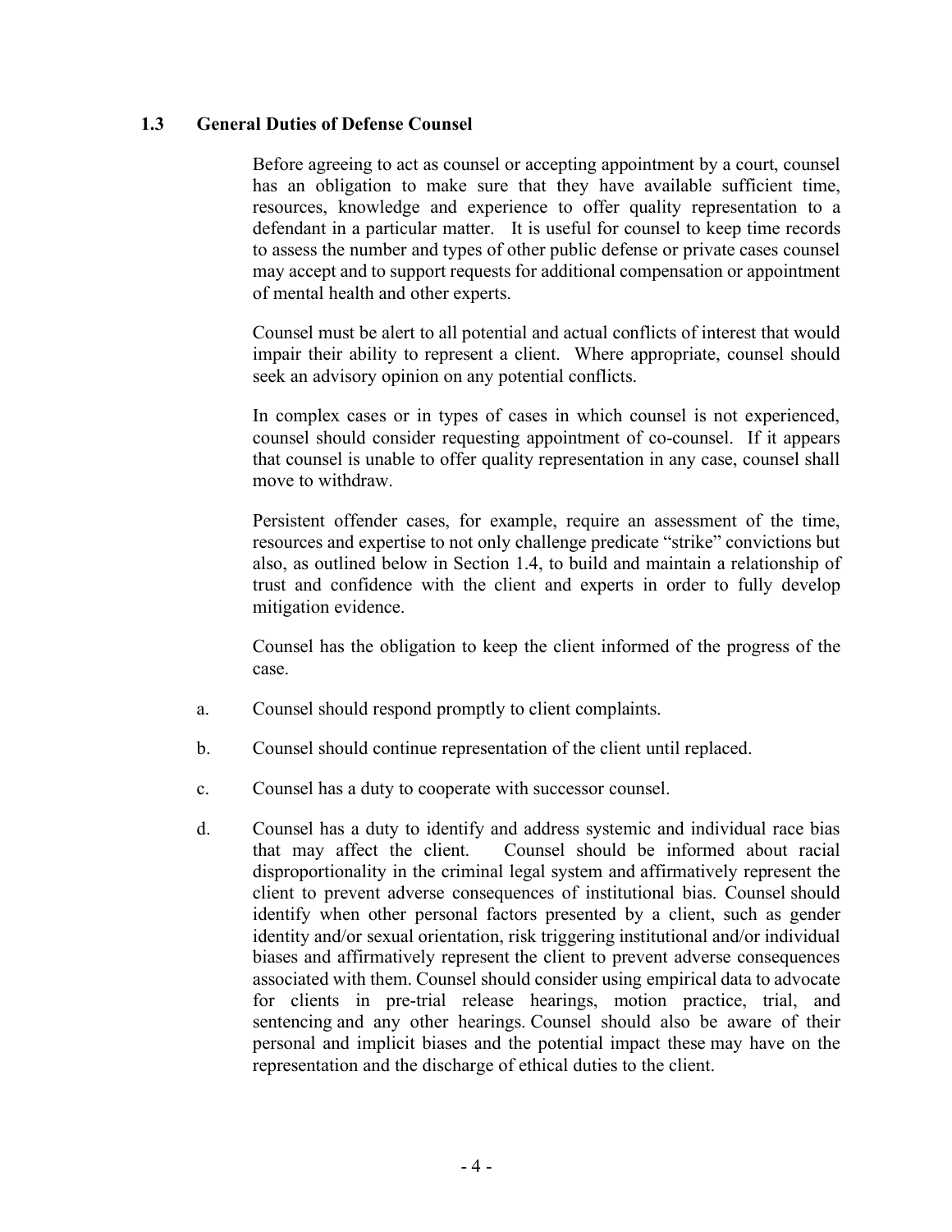### 1.3 General Duties of Defense Counsel

Before agreeing to act as counsel or accepting appointment by a court, counsel has an obligation to make sure that they have available sufficient time, resources, knowledge and experience to offer quality representation to a defendant in a particular matter. It is useful for counsel to keep time records to assess the number and types of other public defense or private cases counsel may accept and to support requests for additional compensation or appointment of mental health and other experts.

Counsel must be alert to all potential and actual conflicts of interest that would impair their ability to represent a client. Where appropriate, counsel should seek an advisory opinion on any potential conflicts.

In complex cases or in types of cases in which counsel is not experienced, counsel should consider requesting appointment of co-counsel. If it appears that counsel is unable to offer quality representation in any case, counsel shall move to withdraw.

Persistent offender cases, for example, require an assessment of the time, resources and expertise to not only challenge predicate "strike" convictions but also, as outlined below in Section 1.4, to build and maintain a relationship of trust and confidence with the client and experts in order to fully develop mitigation evidence.

Counsel has the obligation to keep the client informed of the progress of the case.

a. Counsel should respond promptly to client complaints.

b. Counsel should continue representation of the client until replaced.

c. Counsel has a duty to cooperate with successor counsel.

d. Counsel has a duty to identify and address systemic and individual race bias that may affect the client. Counsel should be informed about racial disproportionality in the criminal legal system and affirmatively represent the client to prevent adverse consequences of institutional bias. Counsel should identify when other personal factors presented by a client, such as gender identity and/or sexual orientation, risk triggering institutional and/or individual biases and affirmatively represent the client to prevent adverse consequences associated with them. Counsel should consider using empirical data to advocate for clients in pre-trial release hearings, motion practice, trial, and sentencing and any other hearings. Counsel should also be aware of their personal and implicit biases and the potential impact these may have on the representation and the discharge of ethical duties to the client.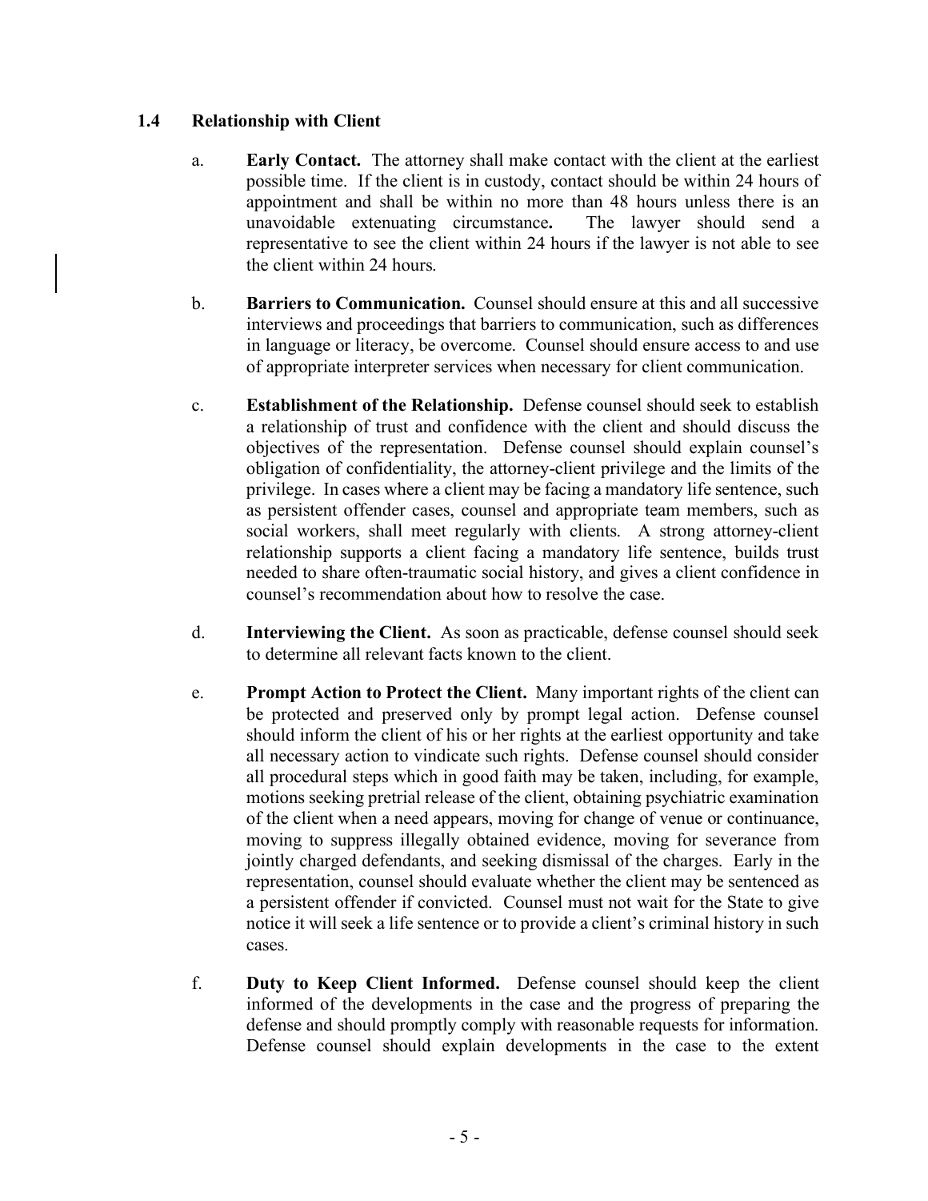### 1.4 Relationship with Client

a. **Early Contact.** The attorney shall make contact with the client at the earliest possible time. If the client is in custody, contact should be within 24 hours of appointment and shall be within no more than 48 hours unless there is an unavoidable extenuating circumstance**.** The lawyer should send a representative to see the client within 24 hours if the lawyer is not able to see the client within 24 hours.

b. **Barriers to Communication.** Counsel should ensure at this and all successive interviews and proceedings that barriers to communication, such as differences in language or literacy, be overcome. Counsel should ensure access to and use of appropriate interpreter services when necessary for client communication.

c. **Establishment of the Relationship.** Defense counsel should seek to establish a relationship of trust and confidence with the client and should discuss the objectives of the representation. Defense counsel should explain counsel's obligation of confidentiality, the attorney-client privilege and the limits of the privilege. In cases where a client may be facing a mandatory life sentence, such as persistent offender cases, counsel and appropriate team members, such as social workers, shall meet regularly with clients. A strong attorney-client relationship supports a client facing a mandatory life sentence, builds trust needed to share often-traumatic social history, and gives a client confidence in counsel's recommendation about how to resolve the case.

d. **Interviewing the Client.** As soon as practicable, defense counsel should seek to determine all relevant facts known to the client.

e. **Prompt Action to Protect the Client.** Many important rights of the client can be protected and preserved only by prompt legal action. Defense counsel should inform the client of his or her rights at the earliest opportunity and take all necessary action to vindicate such rights. Defense counsel should consider all procedural steps which in good faith may be taken, including, for example, motions seeking pretrial release of the client, obtaining psychiatric examination of the client when a need appears, moving for change of venue or continuance, moving to suppress illegally obtained evidence, moving for severance from jointly charged defendants, and seeking dismissal of the charges. Early in the representation, counsel should evaluate whether the client may be sentenced as a persistent offender if convicted. Counsel must not wait for the State to give notice it will seek a life sentence or to provide a client's criminal history in such cases.

f. **Duty to Keep Client Informed.** Defense counsel should keep the client informed of the developments in the case and the progress of preparing the defense and should promptly comply with reasonable requests for information. Defense counsel should explain developments in the case to the extent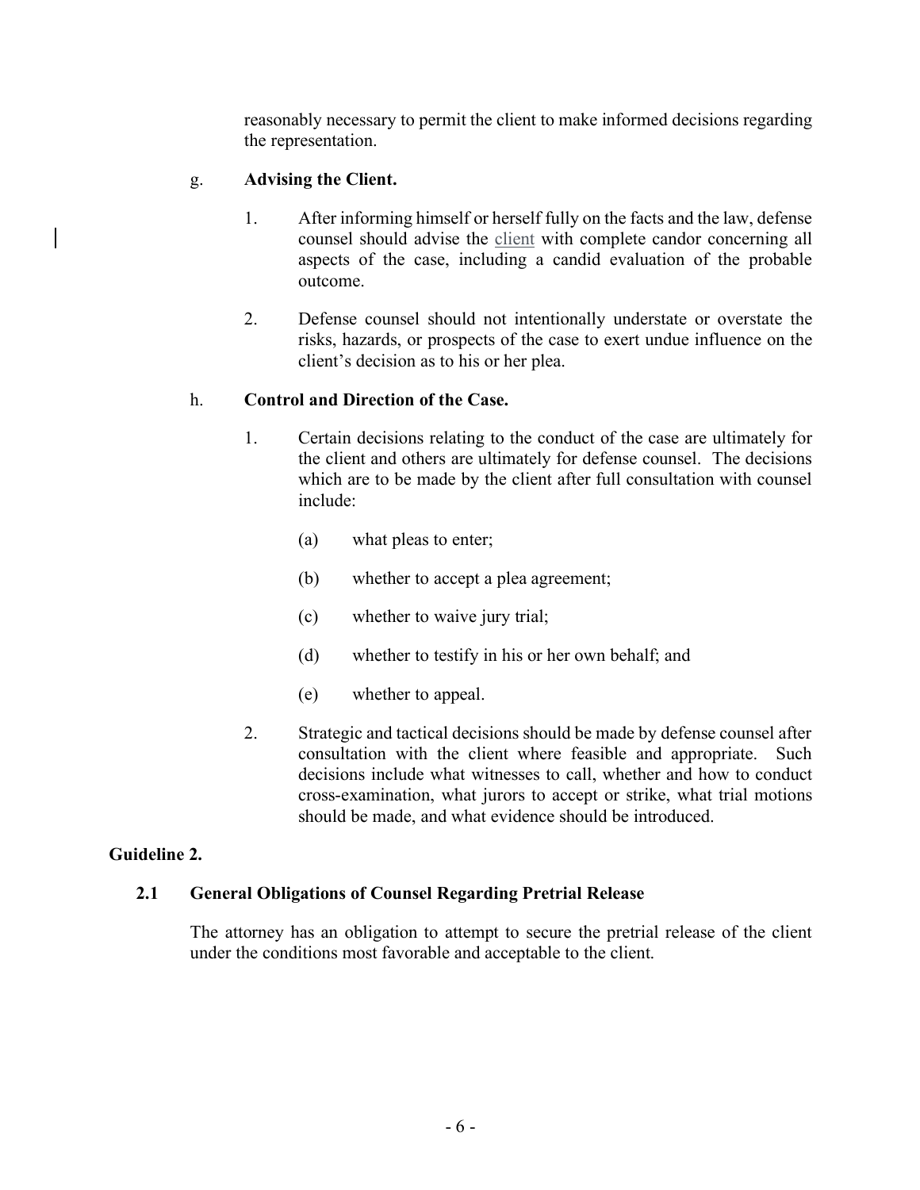reasonably necessary to permit the client to make informed decisions regarding the representation.

g. **Advising the Client.**

1. After informing himself or herself fully on the facts and the law, defense counsel should advise the client with complete candor concerning all aspects of the case, including a candid evaluation of the probable outcome.

2. Defense counsel should not intentionally understate or overstate the risks, hazards, or prospects of the case to exert undue influence on the client's decision as to his or her plea.

h. **Control and Direction of the Case.**

1. Certain decisions relating to the conduct of the case are ultimately for the client and others are ultimately for defense counsel. The decisions which are to be made by the client after full consultation with counsel include:

   (a) what pleas to enter;

   (b) whether to accept a plea agreement;

   (c) whether to waive jury trial;

   (d) whether to testify in his or her own behalf; and

   (e) whether to appeal.

2. Strategic and tactical decisions should be made by defense counsel after consultation with the client where feasible and appropriate. Such decisions include what witnesses to call, whether and how to conduct cross-examination, what jurors to accept or strike, what trial motions should be made, and what evidence should be introduced.

## Guideline 2.

### 2.1 General Obligations of Counsel Regarding Pretrial Release

The attorney has an obligation to attempt to secure the pretrial release of the client under the conditions most favorable and acceptable to the client.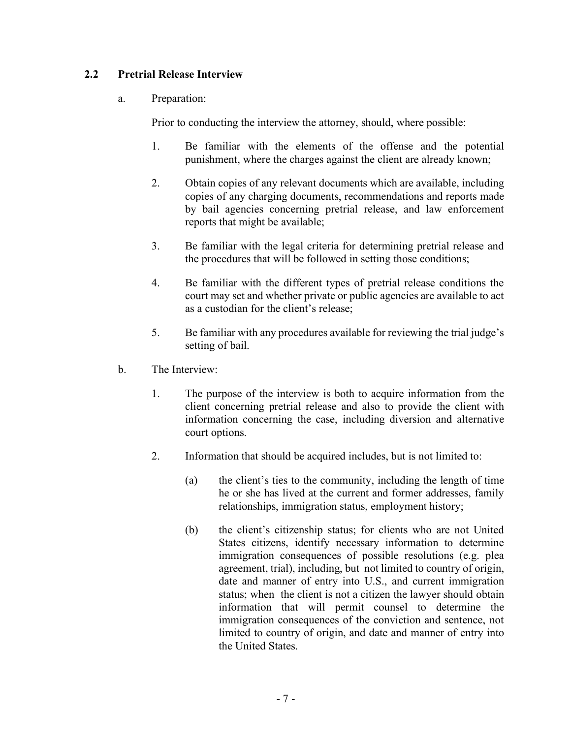## 2.2 Pretrial Release Interview

a. Preparation:

Prior to conducting the interview the attorney, should, where possible:

1. Be familiar with the elements of the offense and the potential punishment, where the charges against the client are already known;

2. Obtain copies of any relevant documents which are available, including copies of any charging documents, recommendations and reports made by bail agencies concerning pretrial release, and law enforcement reports that might be available;

3. Be familiar with the legal criteria for determining pretrial release and the procedures that will be followed in setting those conditions;

4. Be familiar with the different types of pretrial release conditions the court may set and whether private or public agencies are available to act as a custodian for the client's release;

5. Be familiar with any procedures available for reviewing the trial judge's setting of bail.

b. The Interview:

1. The purpose of the interview is both to acquire information from the client concerning pretrial release and also to provide the client with information concerning the case, including diversion and alternative court options.

2. Information that should be acquired includes, but is not limited to:

   (a) the client's ties to the community, including the length of time he or she has lived at the current and former addresses, family relationships, immigration status, employment history;

   (b) the client's citizenship status; for clients who are not United States citizens, identify necessary information to determine immigration consequences of possible resolutions (e.g. plea agreement, trial), including, but not limited to country of origin, date and manner of entry into U.S., and current immigration status; when the client is not a citizen the lawyer should obtain information that will permit counsel to determine the immigration consequences of the conviction and sentence, not limited to country of origin, and date and manner of entry into the United States.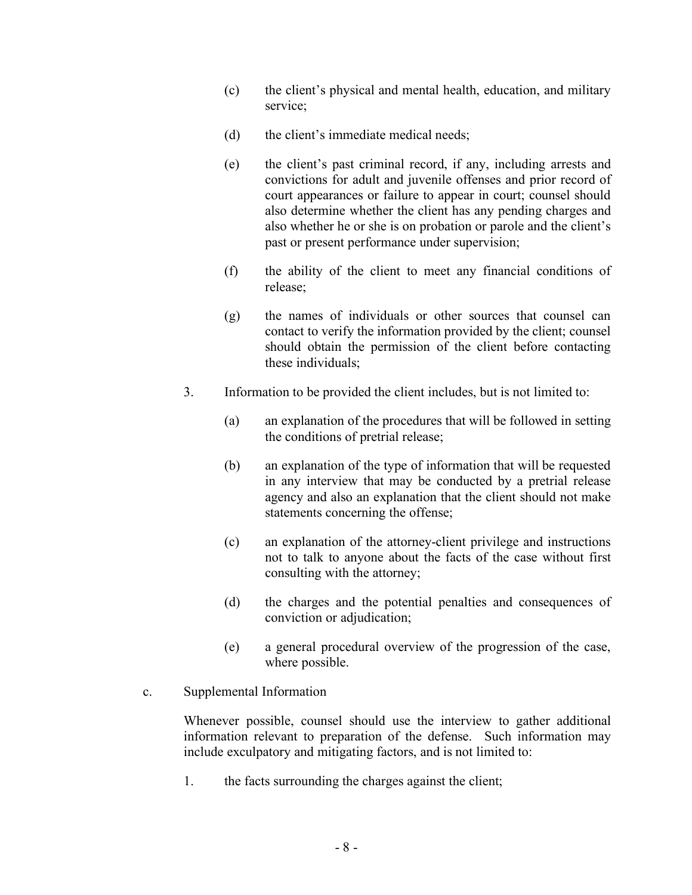(c) the client's physical and mental health, education, and military service;

(d) the client's immediate medical needs;

(e) the client's past criminal record, if any, including arrests and convictions for adult and juvenile offenses and prior record of court appearances or failure to appear in court; counsel should also determine whether the client has any pending charges and also whether he or she is on probation or parole and the client's past or present performance under supervision;

(f) the ability of the client to meet any financial conditions of release;

(g) the names of individuals or other sources that counsel can contact to verify the information provided by the client; counsel should obtain the permission of the client before contacting these individuals;

3. Information to be provided the client includes, but is not limited to:

   (a) an explanation of the procedures that will be followed in setting the conditions of pretrial release;

   (b) an explanation of the type of information that will be requested in any interview that may be conducted by a pretrial release agency and also an explanation that the client should not make statements concerning the offense;

   (c) an explanation of the attorney-client privilege and instructions not to talk to anyone about the facts of the case without first consulting with the attorney;

   (d) the charges and the potential penalties and consequences of conviction or adjudication;

   (e) a general procedural overview of the progression of the case, where possible.

c. Supplemental Information

Whenever possible, counsel should use the interview to gather additional information relevant to preparation of the defense. Such information may include exculpatory and mitigating factors, and is not limited to:

1. the facts surrounding the charges against the client;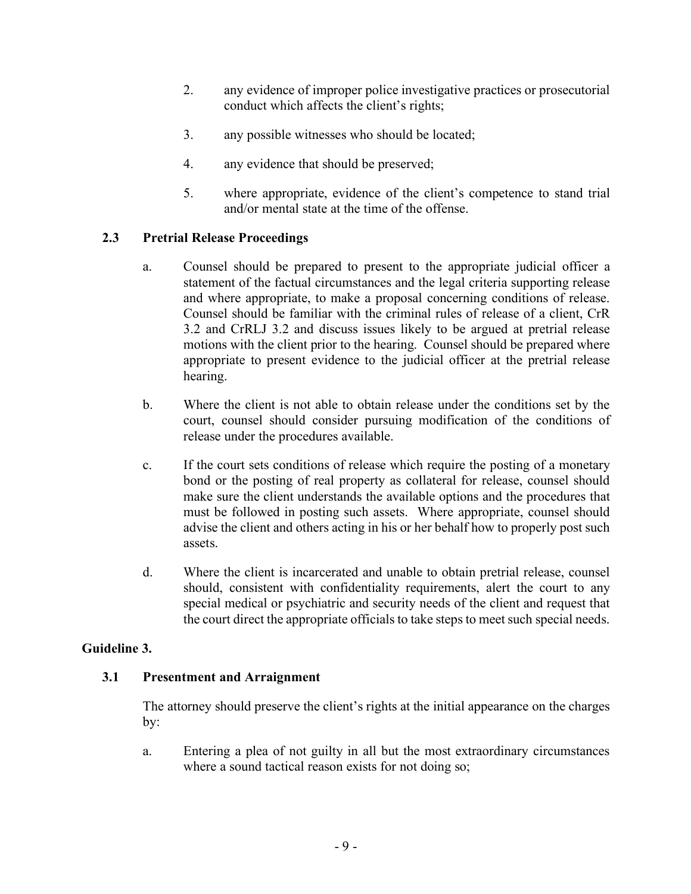2. any evidence of improper police investigative practices or prosecutorial conduct which affects the client's rights;

3. any possible witnesses who should be located;

4. any evidence that should be preserved;

5. where appropriate, evidence of the client's competence to stand trial and/or mental state at the time of the offense.

### 2.3 Pretrial Release Proceedings

a. Counsel should be prepared to present to the appropriate judicial officer a statement of the factual circumstances and the legal criteria supporting release and where appropriate, to make a proposal concerning conditions of release. Counsel should be familiar with the criminal rules of release of a client, CrR 3.2 and CrRLJ 3.2 and discuss issues likely to be argued at pretrial release motions with the client prior to the hearing. Counsel should be prepared where appropriate to present evidence to the judicial officer at the pretrial release hearing.

b. Where the client is not able to obtain release under the conditions set by the court, counsel should consider pursuing modification of the conditions of release under the procedures available.

c. If the court sets conditions of release which require the posting of a monetary bond or the posting of real property as collateral for release, counsel should make sure the client understands the available options and the procedures that must be followed in posting such assets. Where appropriate, counsel should advise the client and others acting in his or her behalf how to properly post such assets.

d. Where the client is incarcerated and unable to obtain pretrial release, counsel should, consistent with confidentiality requirements, alert the court to any special medical or psychiatric and security needs of the client and request that the court direct the appropriate officials to take steps to meet such special needs.

## Guideline 3.

### 3.1 Presentment and Arraignment

The attorney should preserve the client's rights at the initial appearance on the charges by:

a. Entering a plea of not guilty in all but the most extraordinary circumstances where a sound tactical reason exists for not doing so;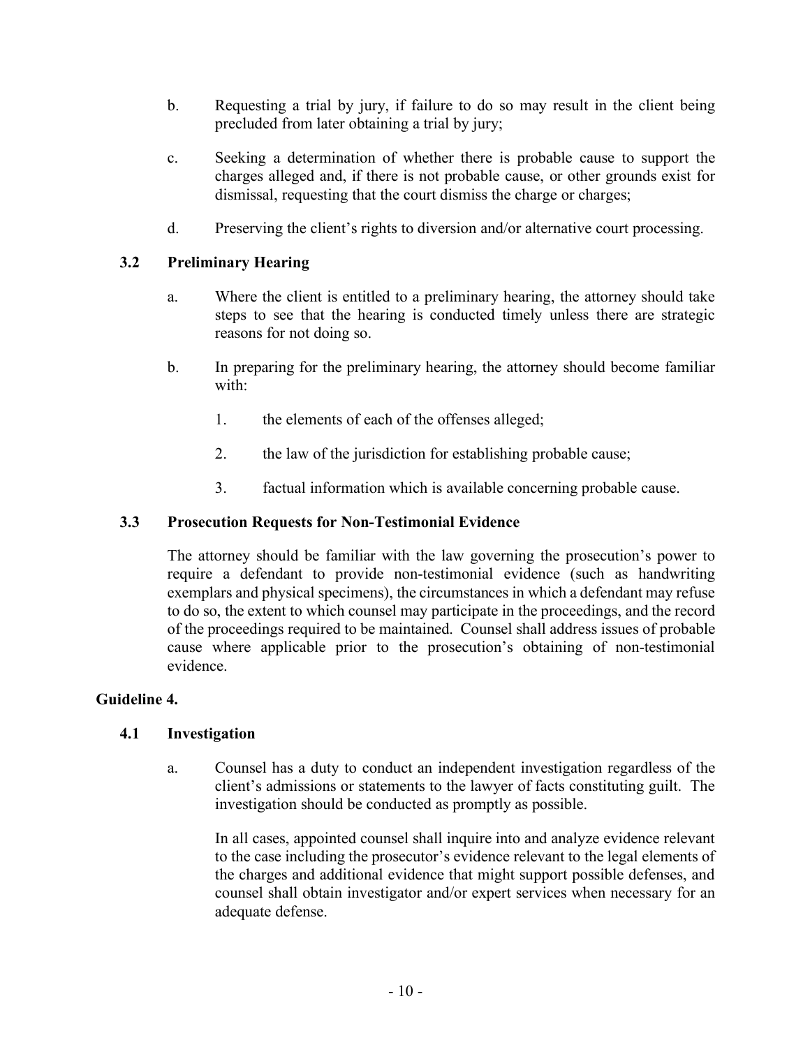b. Requesting a trial by jury, if failure to do so may result in the client being precluded from later obtaining a trial by jury;

c. Seeking a determination of whether there is probable cause to support the charges alleged and, if there is not probable cause, or other grounds exist for dismissal, requesting that the court dismiss the charge or charges;

d. Preserving the client's rights to diversion and/or alternative court processing.

### 3.2 Preliminary Hearing

a. Where the client is entitled to a preliminary hearing, the attorney should take steps to see that the hearing is conducted timely unless there are strategic reasons for not doing so.

b. In preparing for the preliminary hearing, the attorney should become familiar with:

1. the elements of each of the offenses alleged;

2. the law of the jurisdiction for establishing probable cause;

3. factual information which is available concerning probable cause.

### 3.3 Prosecution Requests for Non-Testimonial Evidence

The attorney should be familiar with the law governing the prosecution's power to require a defendant to provide non-testimonial evidence (such as handwriting exemplars and physical specimens), the circumstances in which a defendant may refuse to do so, the extent to which counsel may participate in the proceedings, and the record of the proceedings required to be maintained. Counsel shall address issues of probable cause where applicable prior to the prosecution's obtaining of non-testimonial evidence.

## Guideline 4.

### 4.1 Investigation

a. Counsel has a duty to conduct an independent investigation regardless of the client's admissions or statements to the lawyer of facts constituting guilt. The investigation should be conducted as promptly as possible.

In all cases, appointed counsel shall inquire into and analyze evidence relevant to the case including the prosecutor's evidence relevant to the legal elements of the charges and additional evidence that might support possible defenses, and counsel shall obtain investigator and/or expert services when necessary for an adequate defense.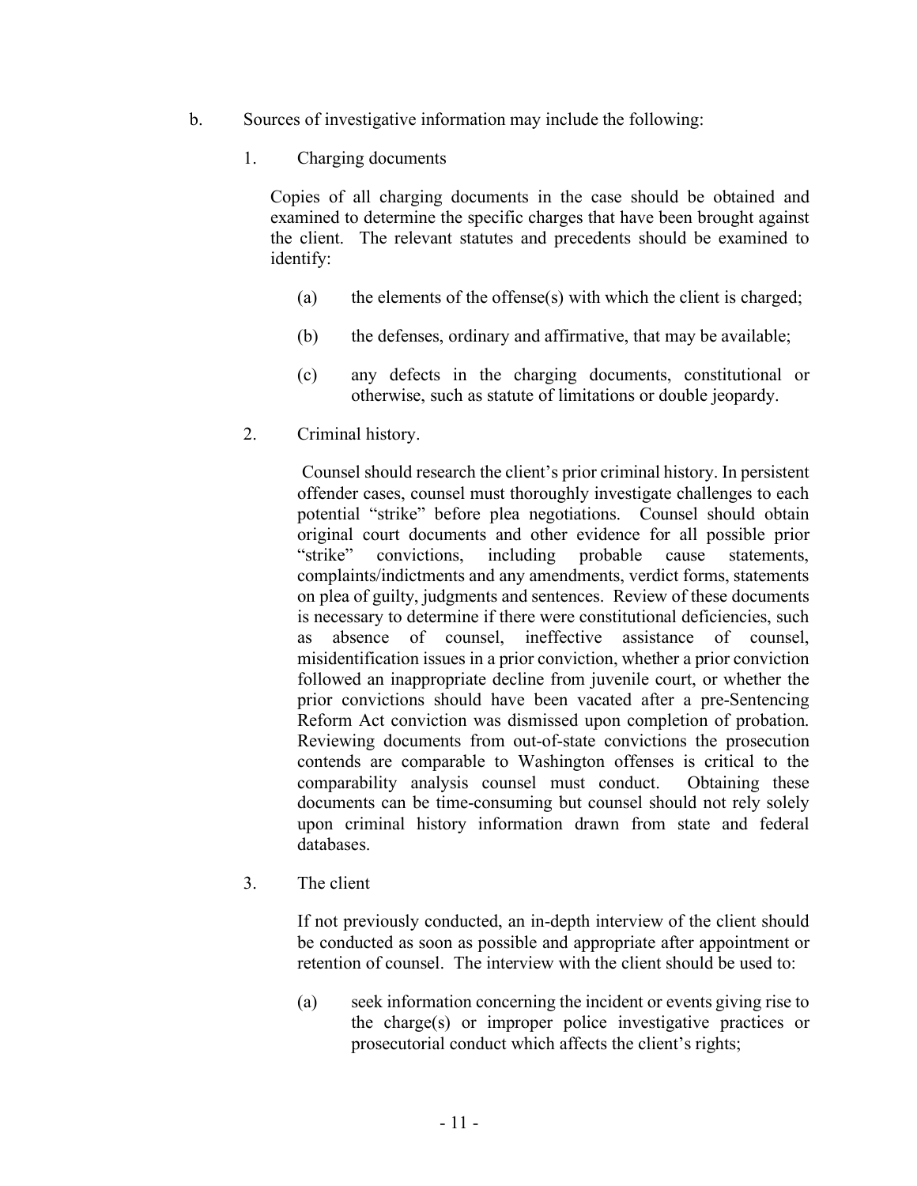b. Sources of investigative information may include the following:

1. Charging documents

   Copies of all charging documents in the case should be obtained and examined to determine the specific charges that have been brought against the client. The relevant statutes and precedents should be examined to identify:

   (a) the elements of the offense(s) with which the client is charged;

   (b) the defenses, ordinary and affirmative, that may be available;

   (c) any defects in the charging documents, constitutional or otherwise, such as statute of limitations or double jeopardy.

2. Criminal history.

   Counsel should research the client's prior criminal history. In persistent offender cases, counsel must thoroughly investigate challenges to each potential "strike" before plea negotiations. Counsel should obtain original court documents and other evidence for all possible prior "strike" convictions, including probable cause statements, complaints/indictments and any amendments, verdict forms, statements on plea of guilty, judgments and sentences. Review of these documents is necessary to determine if there were constitutional deficiencies, such as absence of counsel, ineffective assistance of counsel, misidentification issues in a prior conviction, whether a prior conviction followed an inappropriate decline from juvenile court, or whether the prior convictions should have been vacated after a pre-Sentencing Reform Act conviction was dismissed upon completion of probation. Reviewing documents from out-of-state convictions the prosecution contends are comparable to Washington offenses is critical to the comparability analysis counsel must conduct. Obtaining these documents can be time-consuming but counsel should not rely solely upon criminal history information drawn from state and federal databases.

3. The client

   If not previously conducted, an in-depth interview of the client should be conducted as soon as possible and appropriate after appointment or retention of counsel. The interview with the client should be used to:

   (a) seek information concerning the incident or events giving rise to the charge(s) or improper police investigative practices or prosecutorial conduct which affects the client's rights;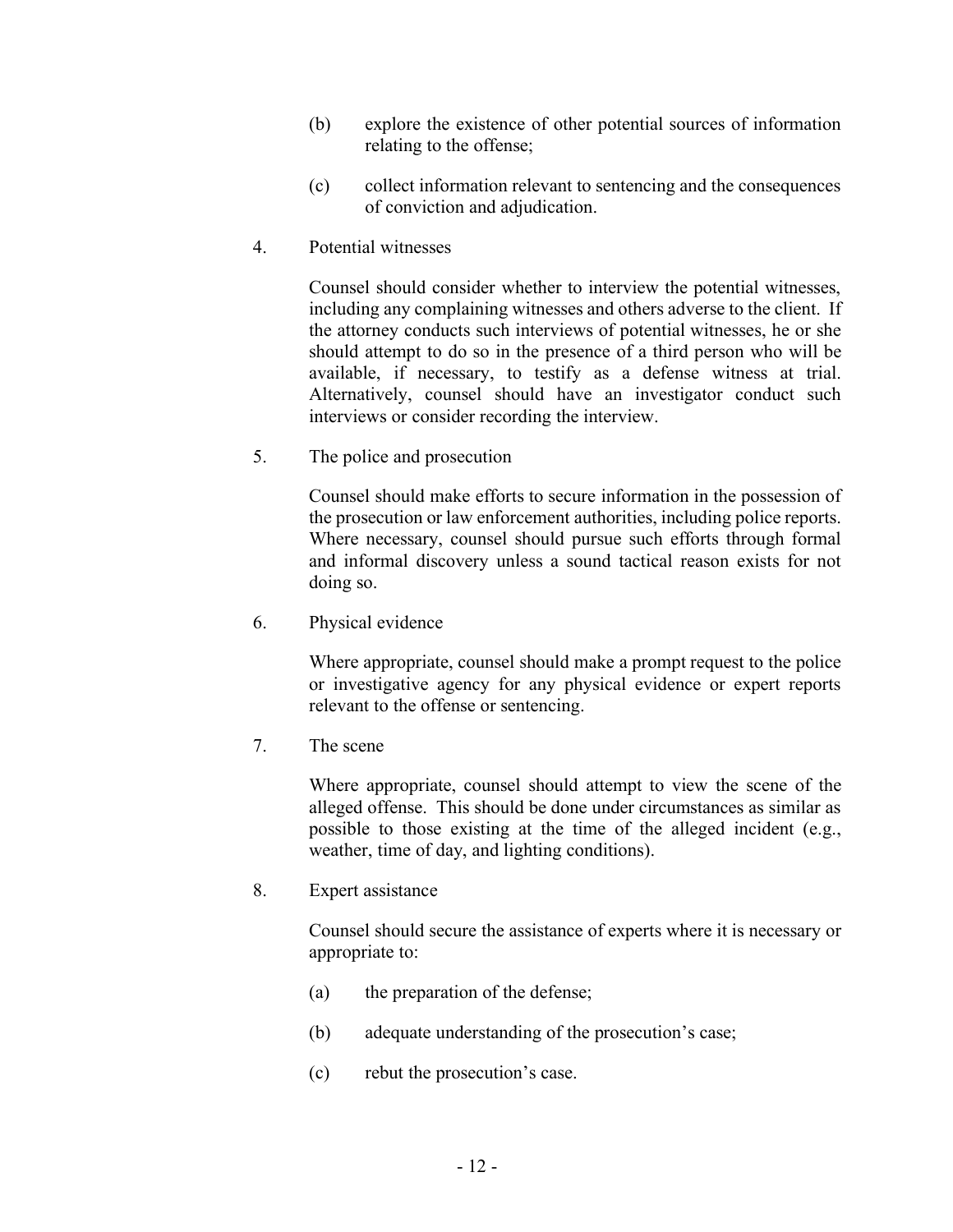(b) explore the existence of other potential sources of information relating to the offense;

(c) collect information relevant to sentencing and the consequences of conviction and adjudication.

4. Potential witnesses

   Counsel should consider whether to interview the potential witnesses, including any complaining witnesses and others adverse to the client. If the attorney conducts such interviews of potential witnesses, he or she should attempt to do so in the presence of a third person who will be available, if necessary, to testify as a defense witness at trial. Alternatively, counsel should have an investigator conduct such interviews or consider recording the interview.

5. The police and prosecution

   Counsel should make efforts to secure information in the possession of the prosecution or law enforcement authorities, including police reports. Where necessary, counsel should pursue such efforts through formal and informal discovery unless a sound tactical reason exists for not doing so.

6. Physical evidence

   Where appropriate, counsel should make a prompt request to the police or investigative agency for any physical evidence or expert reports relevant to the offense or sentencing.

7. The scene

   Where appropriate, counsel should attempt to view the scene of the alleged offense. This should be done under circumstances as similar as possible to those existing at the time of the alleged incident (e.g., weather, time of day, and lighting conditions).

8. Expert assistance

   Counsel should secure the assistance of experts where it is necessary or appropriate to:

   (a) the preparation of the defense;

   (b) adequate understanding of the prosecution's case;

   (c) rebut the prosecution's case.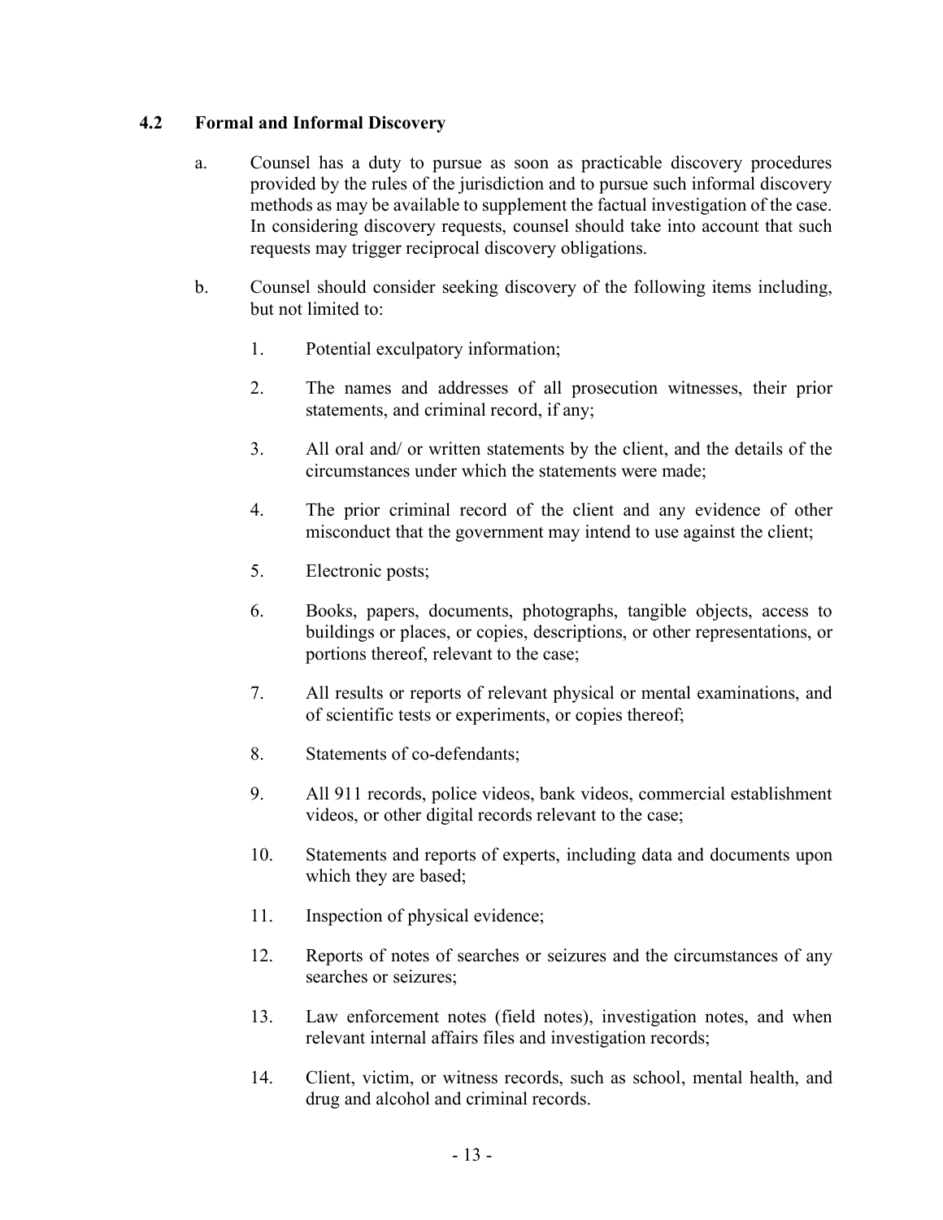### 4.2 Formal and Informal Discovery

a. Counsel has a duty to pursue as soon as practicable discovery procedures provided by the rules of the jurisdiction and to pursue such informal discovery methods as may be available to supplement the factual investigation of the case. In considering discovery requests, counsel should take into account that such requests may trigger reciprocal discovery obligations.

b. Counsel should consider seeking discovery of the following items including, but not limited to:

1. Potential exculpatory information;
2. The names and addresses of all prosecution witnesses, their prior statements, and criminal record, if any;
3. All oral and/ or written statements by the client, and the details of the circumstances under which the statements were made;
4. The prior criminal record of the client and any evidence of other misconduct that the government may intend to use against the client;
5. Electronic posts;
6. Books, papers, documents, photographs, tangible objects, access to buildings or places, or copies, descriptions, or other representations, or portions thereof, relevant to the case;
7. All results or reports of relevant physical or mental examinations, and of scientific tests or experiments, or copies thereof;
8. Statements of co-defendants;
9. All 911 records, police videos, bank videos, commercial establishment videos, or other digital records relevant to the case;
10. Statements and reports of experts, including data and documents upon which they are based;
11. Inspection of physical evidence;
12. Reports of notes of searches or seizures and the circumstances of any searches or seizures;
13. Law enforcement notes (field notes), investigation notes, and when relevant internal affairs files and investigation records;
14. Client, victim, or witness records, such as school, mental health, and drug and alcohol and criminal records.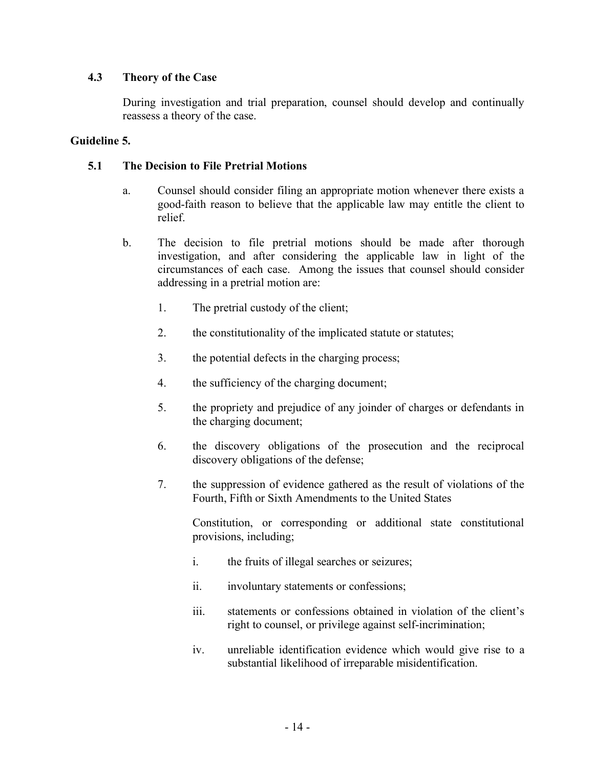### 4.3 Theory of the Case

During investigation and trial preparation, counsel should develop and continually reassess a theory of the case.

## Guideline 5.

### 5.1 The Decision to File Pretrial Motions

a. Counsel should consider filing an appropriate motion whenever there exists a good-faith reason to believe that the applicable law may entitle the client to relief.

b. The decision to file pretrial motions should be made after thorough investigation, and after considering the applicable law in light of the circumstances of each case. Among the issues that counsel should consider addressing in a pretrial motion are:

   1. The pretrial custody of the client;

   2. the constitutionality of the implicated statute or statutes;

   3. the potential defects in the charging process;

   4. the sufficiency of the charging document;

   5. the propriety and prejudice of any joinder of charges or defendants in the charging document;

   6. the discovery obligations of the prosecution and the reciprocal discovery obligations of the defense;

   7. the suppression of evidence gathered as the result of violations of the Fourth, Fifth or Sixth Amendments to the United States

      Constitution, or corresponding or additional state constitutional provisions, including;

      i. the fruits of illegal searches or seizures;

      ii. involuntary statements or confessions;

      iii. statements or confessions obtained in violation of the client's right to counsel, or privilege against self-incrimination;

      iv. unreliable identification evidence which would give rise to a substantial likelihood of irreparable misidentification.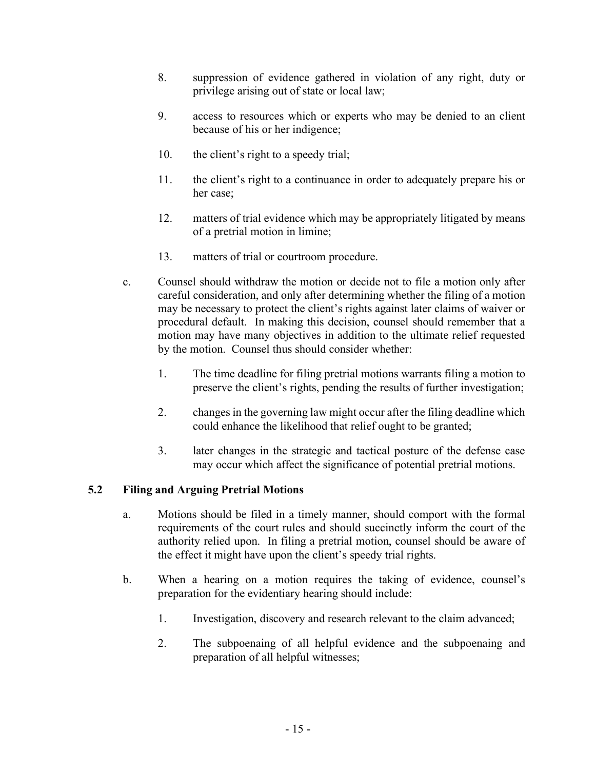8. suppression of evidence gathered in violation of any right, duty or privilege arising out of state or local law;

9. access to resources which or experts who may be denied to an client because of his or her indigence;

10. the client's right to a speedy trial;

11. the client's right to a continuance in order to adequately prepare his or her case;

12. matters of trial evidence which may be appropriately litigated by means of a pretrial motion in limine;

13. matters of trial or courtroom procedure.

c. Counsel should withdraw the motion or decide not to file a motion only after careful consideration, and only after determining whether the filing of a motion may be necessary to protect the client's rights against later claims of waiver or procedural default. In making this decision, counsel should remember that a motion may have many objectives in addition to the ultimate relief requested by the motion. Counsel thus should consider whether:

   1. The time deadline for filing pretrial motions warrants filing a motion to preserve the client's rights, pending the results of further investigation;

   2. changes in the governing law might occur after the filing deadline which could enhance the likelihood that relief ought to be granted;

   3. later changes in the strategic and tactical posture of the defense case may occur which affect the significance of potential pretrial motions.

### 5.2 Filing and Arguing Pretrial Motions

a. Motions should be filed in a timely manner, should comport with the formal requirements of the court rules and should succinctly inform the court of the authority relied upon. In filing a pretrial motion, counsel should be aware of the effect it might have upon the client's speedy trial rights.

b. When a hearing on a motion requires the taking of evidence, counsel's preparation for the evidentiary hearing should include:

   1. Investigation, discovery and research relevant to the claim advanced;

   2. The subpoenaing of all helpful evidence and the subpoenaing and preparation of all helpful witnesses;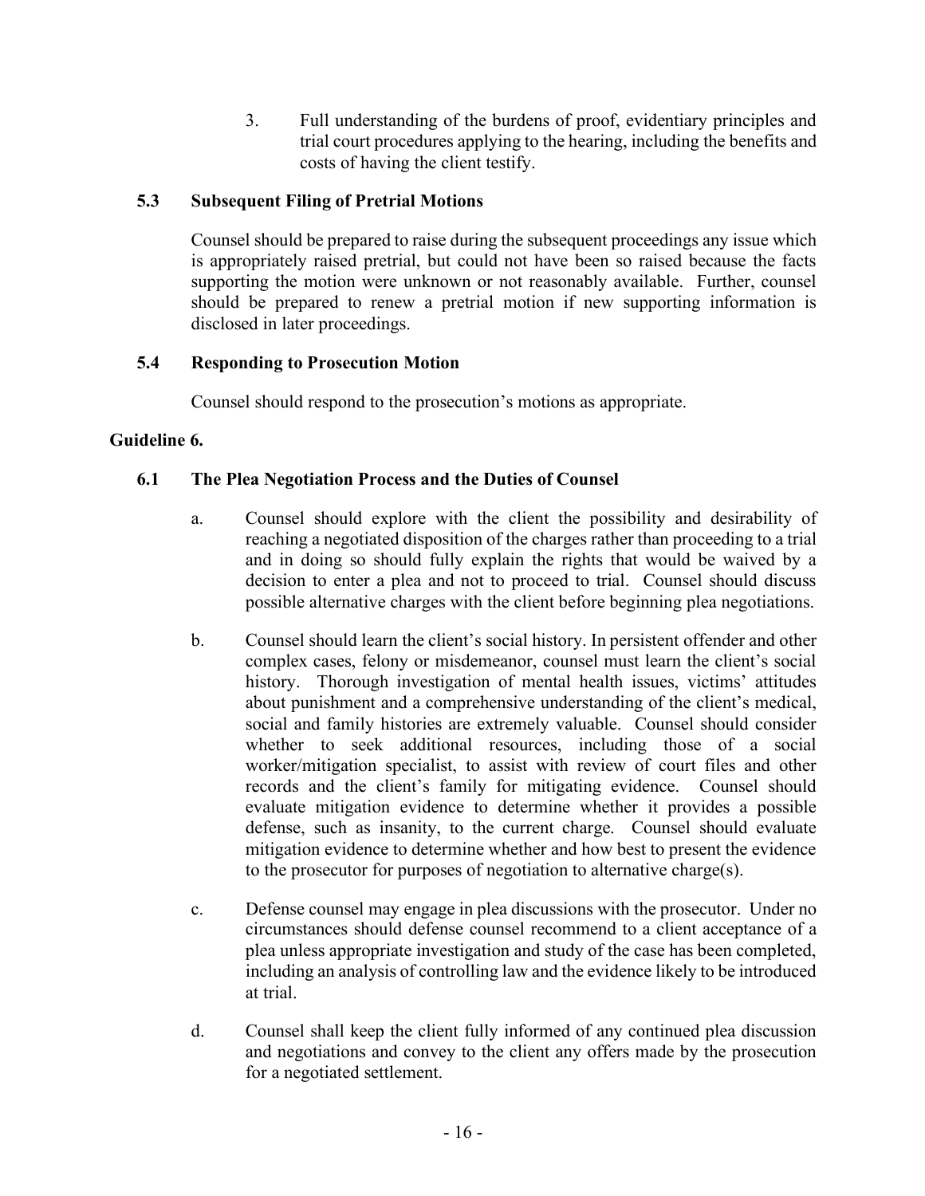3. Full understanding of the burdens of proof, evidentiary principles and trial court procedures applying to the hearing, including the benefits and costs of having the client testify.

### 5.3 Subsequent Filing of Pretrial Motions

Counsel should be prepared to raise during the subsequent proceedings any issue which is appropriately raised pretrial, but could not have been so raised because the facts supporting the motion were unknown or not reasonably available. Further, counsel should be prepared to renew a pretrial motion if new supporting information is disclosed in later proceedings.

### 5.4 Responding to Prosecution Motion

Counsel should respond to the prosecution's motions as appropriate.

## Guideline 6.

### 6.1 The Plea Negotiation Process and the Duties of Counsel

a. Counsel should explore with the client the possibility and desirability of reaching a negotiated disposition of the charges rather than proceeding to a trial and in doing so should fully explain the rights that would be waived by a decision to enter a plea and not to proceed to trial. Counsel should discuss possible alternative charges with the client before beginning plea negotiations.

b. Counsel should learn the client's social history. In persistent offender and other complex cases, felony or misdemeanor, counsel must learn the client's social history. Thorough investigation of mental health issues, victims' attitudes about punishment and a comprehensive understanding of the client's medical, social and family histories are extremely valuable. Counsel should consider whether to seek additional resources, including those of a social worker/mitigation specialist, to assist with review of court files and other records and the client's family for mitigating evidence. Counsel should evaluate mitigation evidence to determine whether it provides a possible defense, such as insanity, to the current charge. Counsel should evaluate mitigation evidence to determine whether and how best to present the evidence to the prosecutor for purposes of negotiation to alternative charge(s).

c. Defense counsel may engage in plea discussions with the prosecutor. Under no circumstances should defense counsel recommend to a client acceptance of a plea unless appropriate investigation and study of the case has been completed, including an analysis of controlling law and the evidence likely to be introduced at trial.

d. Counsel shall keep the client fully informed of any continued plea discussion and negotiations and convey to the client any offers made by the prosecution for a negotiated settlement.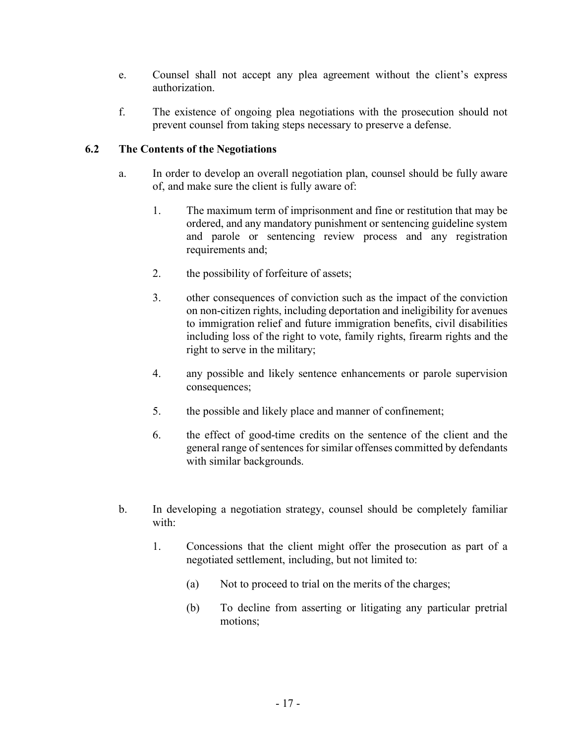e. Counsel shall not accept any plea agreement without the client's express authorization.

f. The existence of ongoing plea negotiations with the prosecution should not prevent counsel from taking steps necessary to preserve a defense.

### 6.2 The Contents of the Negotiations

a. In order to develop an overall negotiation plan, counsel should be fully aware of, and make sure the client is fully aware of:

1. The maximum term of imprisonment and fine or restitution that may be ordered, and any mandatory punishment or sentencing guideline system and parole or sentencing review process and any registration requirements and;

2. the possibility of forfeiture of assets;

3. other consequences of conviction such as the impact of the conviction on non-citizen rights, including deportation and ineligibility for avenues to immigration relief and future immigration benefits, civil disabilities including loss of the right to vote, family rights, firearm rights and the right to serve in the military;

4. any possible and likely sentence enhancements or parole supervision consequences;

5. the possible and likely place and manner of confinement;

6. the effect of good-time credits on the sentence of the client and the general range of sentences for similar offenses committed by defendants with similar backgrounds.

b. In developing a negotiation strategy, counsel should be completely familiar with:

1. Concessions that the client might offer the prosecution as part of a negotiated settlement, including, but not limited to:

   (a) Not to proceed to trial on the merits of the charges;

   (b) To decline from asserting or litigating any particular pretrial motions;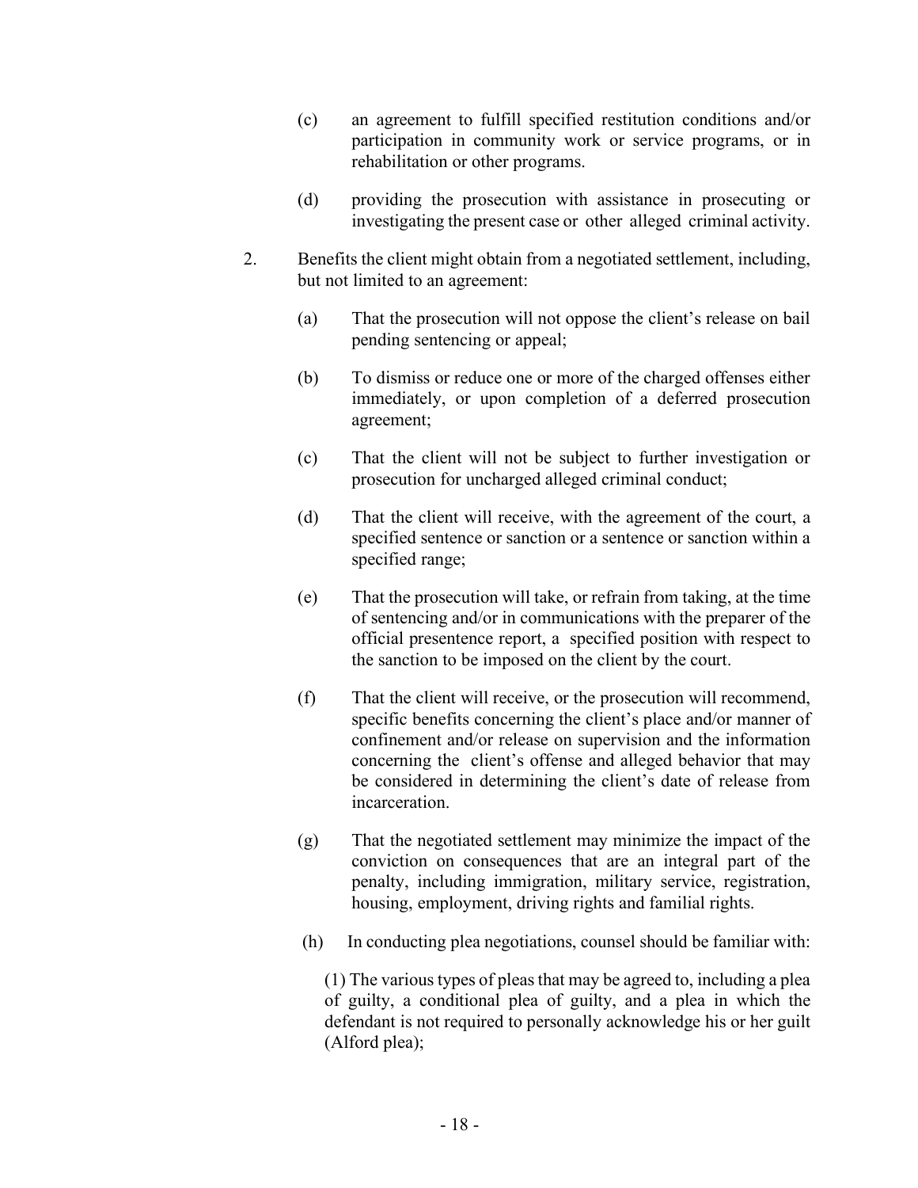(c) an agreement to fulfill specified restitution conditions and/or participation in community work or service programs, or in rehabilitation or other programs.

(d) providing the prosecution with assistance in prosecuting or investigating the present case or other alleged criminal activity.

2. Benefits the client might obtain from a negotiated settlement, including, but not limited to an agreement:

   (a) That the prosecution will not oppose the client's release on bail pending sentencing or appeal;

   (b) To dismiss or reduce one or more of the charged offenses either immediately, or upon completion of a deferred prosecution agreement;

   (c) That the client will not be subject to further investigation or prosecution for uncharged alleged criminal conduct;

   (d) That the client will receive, with the agreement of the court, a specified sentence or sanction or a sentence or sanction within a specified range;

   (e) That the prosecution will take, or refrain from taking, at the time of sentencing and/or in communications with the preparer of the official presentence report, a specified position with respect to the sanction to be imposed on the client by the court.

   (f) That the client will receive, or the prosecution will recommend, specific benefits concerning the client's place and/or manner of confinement and/or release on supervision and the information concerning the client's offense and alleged behavior that may be considered in determining the client's date of release from incarceration.

   (g) That the negotiated settlement may minimize the impact of the conviction on consequences that are an integral part of the penalty, including immigration, military service, registration, housing, employment, driving rights and familial rights.

   (h) In conducting plea negotiations, counsel should be familiar with:

   (1) The various types of pleas that may be agreed to, including a plea of guilty, a conditional plea of guilty, and a plea in which the defendant is not required to personally acknowledge his or her guilt (Alford plea);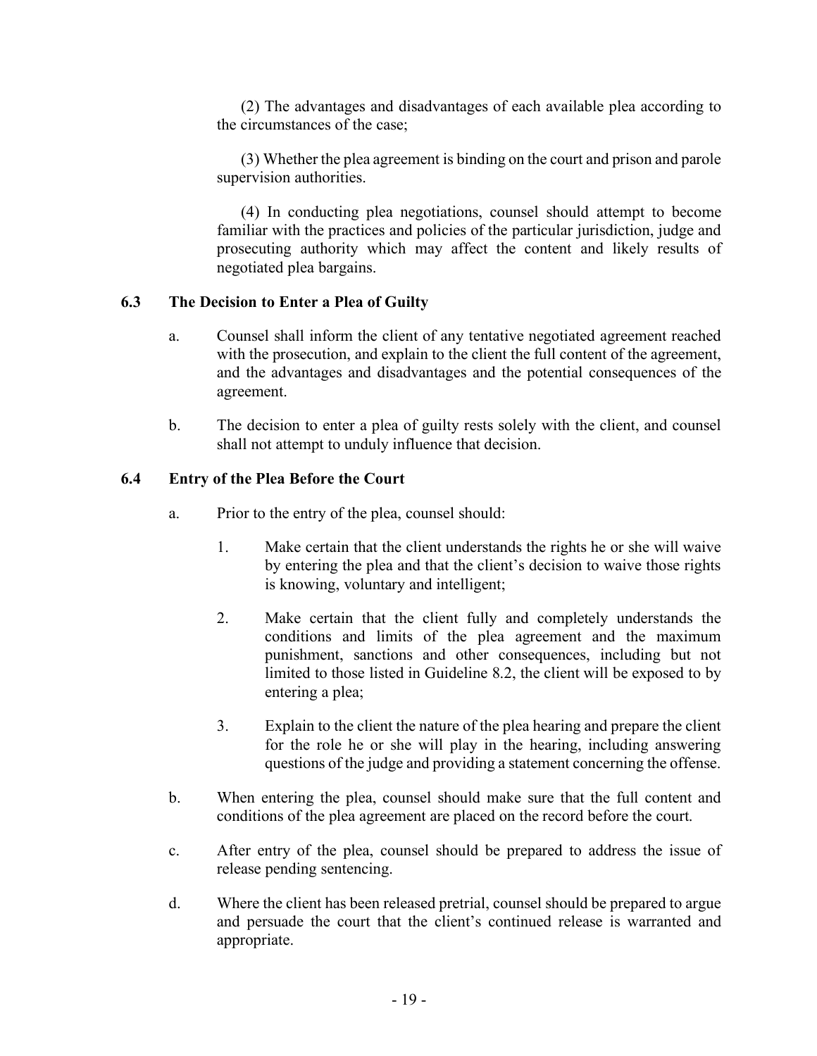(2) The advantages and disadvantages of each available plea according to the circumstances of the case;

(3) Whether the plea agreement is binding on the court and prison and parole supervision authorities.

(4) In conducting plea negotiations, counsel should attempt to become familiar with the practices and policies of the particular jurisdiction, judge and prosecuting authority which may affect the content and likely results of negotiated plea bargains.

### 6.3 The Decision to Enter a Plea of Guilty

a. Counsel shall inform the client of any tentative negotiated agreement reached with the prosecution, and explain to the client the full content of the agreement, and the advantages and disadvantages and the potential consequences of the agreement.

b. The decision to enter a plea of guilty rests solely with the client, and counsel shall not attempt to unduly influence that decision.

### 6.4 Entry of the Plea Before the Court

a. Prior to the entry of the plea, counsel should:

1. Make certain that the client understands the rights he or she will waive by entering the plea and that the client's decision to waive those rights is knowing, voluntary and intelligent;

2. Make certain that the client fully and completely understands the conditions and limits of the plea agreement and the maximum punishment, sanctions and other consequences, including but not limited to those listed in Guideline 8.2, the client will be exposed to by entering a plea;

3. Explain to the client the nature of the plea hearing and prepare the client for the role he or she will play in the hearing, including answering questions of the judge and providing a statement concerning the offense.

b. When entering the plea, counsel should make sure that the full content and conditions of the plea agreement are placed on the record before the court.

c. After entry of the plea, counsel should be prepared to address the issue of release pending sentencing.

d. Where the client has been released pretrial, counsel should be prepared to argue and persuade the court that the client's continued release is warranted and appropriate.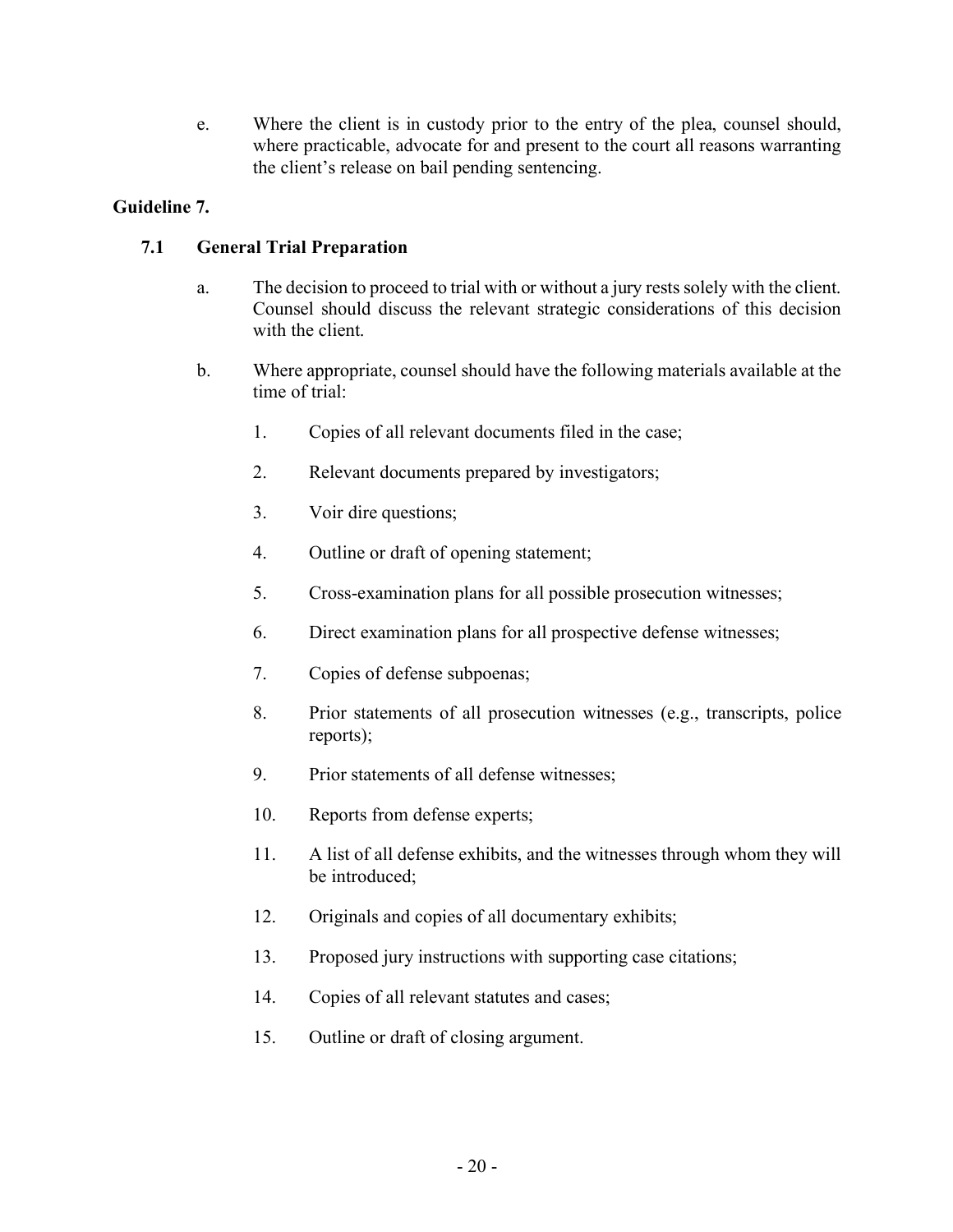e. Where the client is in custody prior to the entry of the plea, counsel should, where practicable, advocate for and present to the court all reasons warranting the client's release on bail pending sentencing.

## Guideline 7.

### 7.1 General Trial Preparation

a. The decision to proceed to trial with or without a jury rests solely with the client. Counsel should discuss the relevant strategic considerations of this decision with the client.

b. Where appropriate, counsel should have the following materials available at the time of trial:

1. Copies of all relevant documents filed in the case;
2. Relevant documents prepared by investigators;
3. Voir dire questions;
4. Outline or draft of opening statement;
5. Cross-examination plans for all possible prosecution witnesses;
6. Direct examination plans for all prospective defense witnesses;
7. Copies of defense subpoenas;
8. Prior statements of all prosecution witnesses (e.g., transcripts, police reports);
9. Prior statements of all defense witnesses;
10. Reports from defense experts;
11. A list of all defense exhibits, and the witnesses through whom they will be introduced;
12. Originals and copies of all documentary exhibits;
13. Proposed jury instructions with supporting case citations;
14. Copies of all relevant statutes and cases;
15. Outline or draft of closing argument.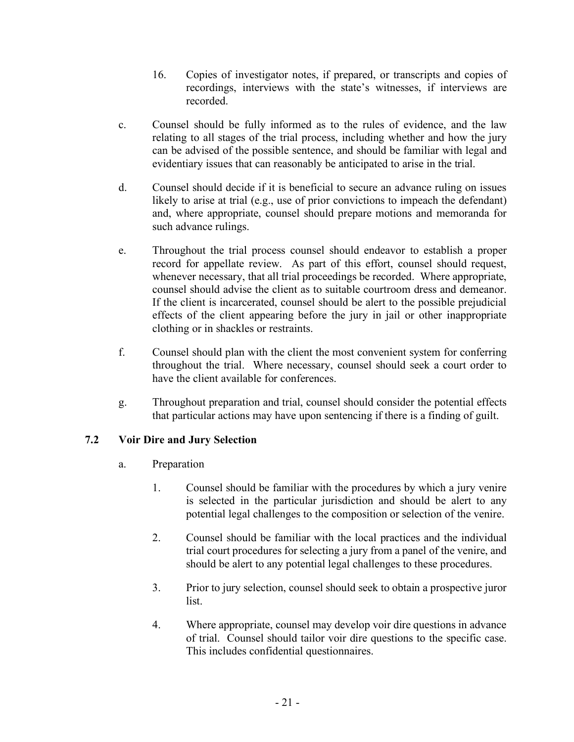16. Copies of investigator notes, if prepared, or transcripts and copies of recordings, interviews with the state's witnesses, if interviews are recorded.

c. Counsel should be fully informed as to the rules of evidence, and the law relating to all stages of the trial process, including whether and how the jury can be advised of the possible sentence, and should be familiar with legal and evidentiary issues that can reasonably be anticipated to arise in the trial.

d. Counsel should decide if it is beneficial to secure an advance ruling on issues likely to arise at trial (e.g., use of prior convictions to impeach the defendant) and, where appropriate, counsel should prepare motions and memoranda for such advance rulings.

e. Throughout the trial process counsel should endeavor to establish a proper record for appellate review. As part of this effort, counsel should request, whenever necessary, that all trial proceedings be recorded. Where appropriate, counsel should advise the client as to suitable courtroom dress and demeanor. If the client is incarcerated, counsel should be alert to the possible prejudicial effects of the client appearing before the jury in jail or other inappropriate clothing or in shackles or restraints.

f. Counsel should plan with the client the most convenient system for conferring throughout the trial. Where necessary, counsel should seek a court order to have the client available for conferences.

g. Throughout preparation and trial, counsel should consider the potential effects that particular actions may have upon sentencing if there is a finding of guilt.

### 7.2 Voir Dire and Jury Selection

a. Preparation

1. Counsel should be familiar with the procedures by which a jury venire is selected in the particular jurisdiction and should be alert to any potential legal challenges to the composition or selection of the venire.

2. Counsel should be familiar with the local practices and the individual trial court procedures for selecting a jury from a panel of the venire, and should be alert to any potential legal challenges to these procedures.

3. Prior to jury selection, counsel should seek to obtain a prospective juror list.

4. Where appropriate, counsel may develop voir dire questions in advance of trial. Counsel should tailor voir dire questions to the specific case. This includes confidential questionnaires.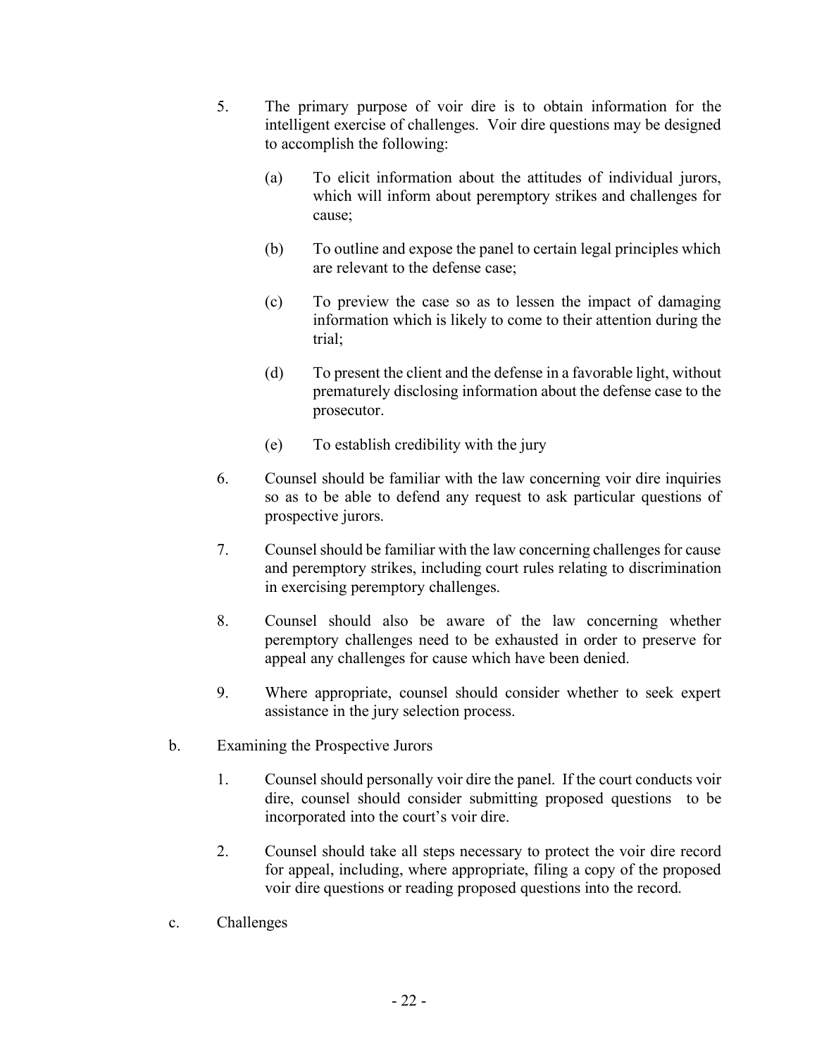5. The primary purpose of voir dire is to obtain information for the intelligent exercise of challenges. Voir dire questions may be designed to accomplish the following:

   (a) To elicit information about the attitudes of individual jurors, which will inform about peremptory strikes and challenges for cause;

   (b) To outline and expose the panel to certain legal principles which are relevant to the defense case;

   (c) To preview the case so as to lessen the impact of damaging information which is likely to come to their attention during the trial;

   (d) To present the client and the defense in a favorable light, without prematurely disclosing information about the defense case to the prosecutor.

   (e) To establish credibility with the jury

6. Counsel should be familiar with the law concerning voir dire inquiries so as to be able to defend any request to ask particular questions of prospective jurors.

7. Counsel should be familiar with the law concerning challenges for cause and peremptory strikes, including court rules relating to discrimination in exercising peremptory challenges.

8. Counsel should also be aware of the law concerning whether peremptory challenges need to be exhausted in order to preserve for appeal any challenges for cause which have been denied.

9. Where appropriate, counsel should consider whether to seek expert assistance in the jury selection process.

b. Examining the Prospective Jurors

   1. Counsel should personally voir dire the panel. If the court conducts voir dire, counsel should consider submitting proposed questions to be incorporated into the court's voir dire.

   2. Counsel should take all steps necessary to protect the voir dire record for appeal, including, where appropriate, filing a copy of the proposed voir dire questions or reading proposed questions into the record.

c. Challenges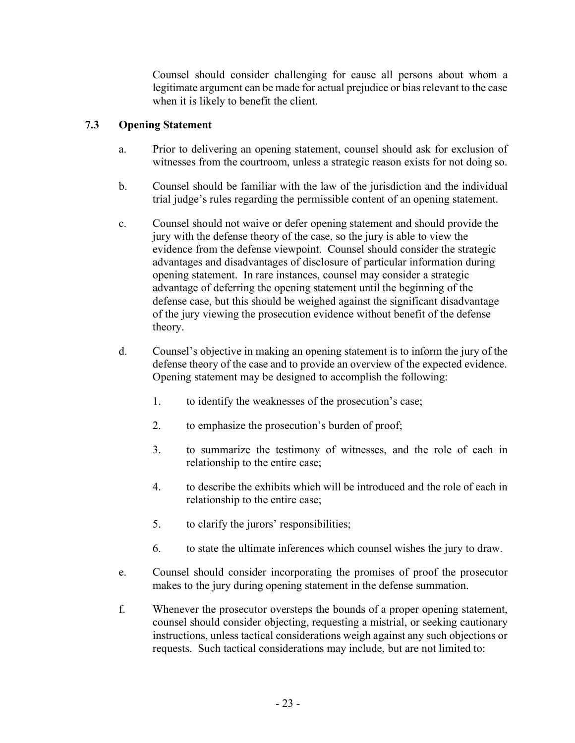Counsel should consider challenging for cause all persons about whom a legitimate argument can be made for actual prejudice or bias relevant to the case when it is likely to benefit the client.

### 7.3 Opening Statement

a. Prior to delivering an opening statement, counsel should ask for exclusion of witnesses from the courtroom, unless a strategic reason exists for not doing so.

b. Counsel should be familiar with the law of the jurisdiction and the individual trial judge's rules regarding the permissible content of an opening statement.

c. Counsel should not waive or defer opening statement and should provide the jury with the defense theory of the case, so the jury is able to view the evidence from the defense viewpoint. Counsel should consider the strategic advantages and disadvantages of disclosure of particular information during opening statement. In rare instances, counsel may consider a strategic advantage of deferring the opening statement until the beginning of the defense case, but this should be weighed against the significant disadvantage of the jury viewing the prosecution evidence without benefit of the defense theory.

d. Counsel's objective in making an opening statement is to inform the jury of the defense theory of the case and to provide an overview of the expected evidence. Opening statement may be designed to accomplish the following:

   1. to identify the weaknesses of the prosecution's case;

   2. to emphasize the prosecution's burden of proof;

   3. to summarize the testimony of witnesses, and the role of each in relationship to the entire case;

   4. to describe the exhibits which will be introduced and the role of each in relationship to the entire case;

   5. to clarify the jurors' responsibilities;

   6. to state the ultimate inferences which counsel wishes the jury to draw.

e. Counsel should consider incorporating the promises of proof the prosecutor makes to the jury during opening statement in the defense summation.

f. Whenever the prosecutor oversteps the bounds of a proper opening statement, counsel should consider objecting, requesting a mistrial, or seeking cautionary instructions, unless tactical considerations weigh against any such objections or requests. Such tactical considerations may include, but are not limited to: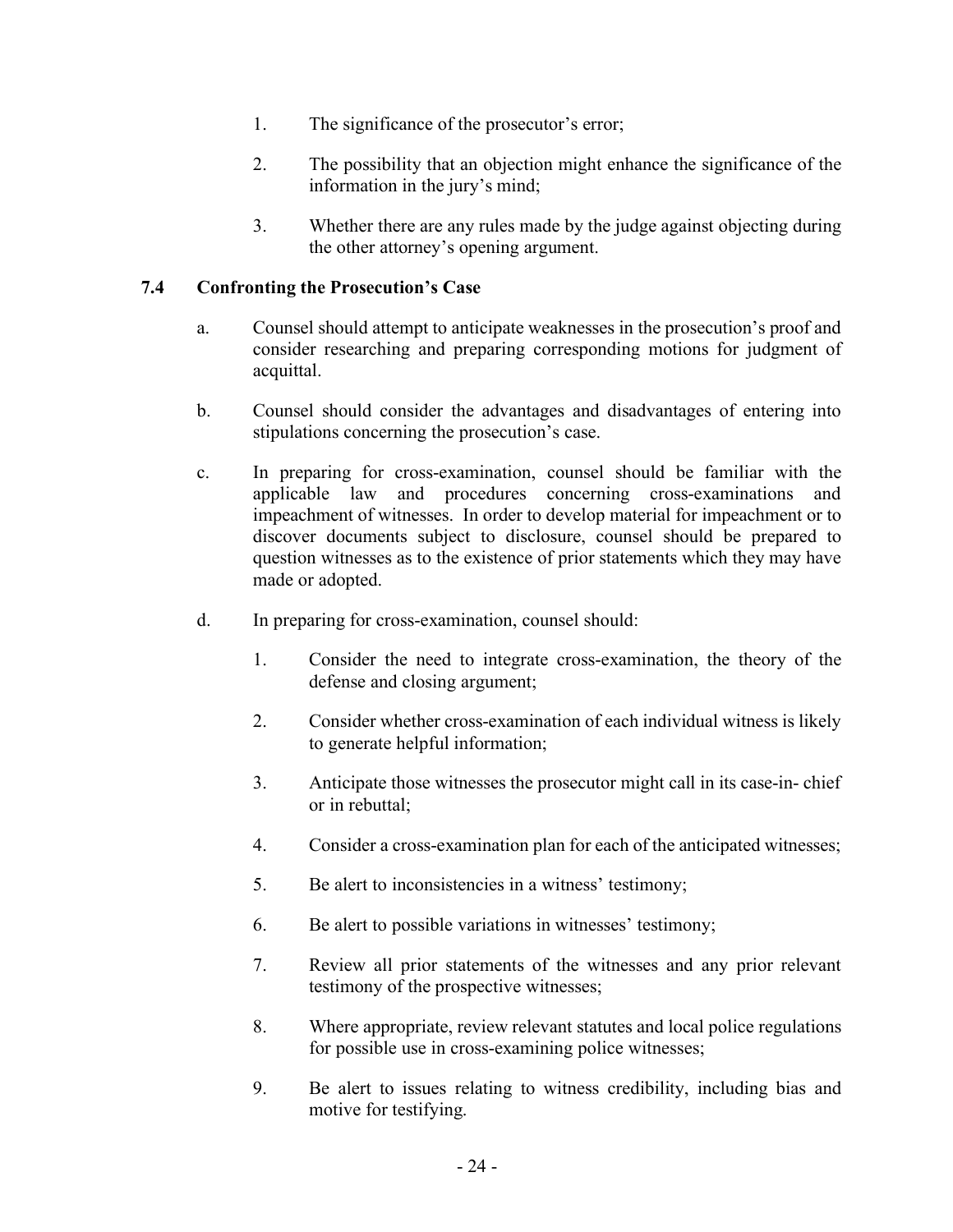1. The significance of the prosecutor's error;

2. The possibility that an objection might enhance the significance of the information in the jury's mind;

3. Whether there are any rules made by the judge against objecting during the other attorney's opening argument.

### 7.4 Confronting the Prosecution's Case

a. Counsel should attempt to anticipate weaknesses in the prosecution's proof and consider researching and preparing corresponding motions for judgment of acquittal.

b. Counsel should consider the advantages and disadvantages of entering into stipulations concerning the prosecution's case.

c. In preparing for cross-examination, counsel should be familiar with the applicable law and procedures concerning cross-examinations and impeachment of witnesses. In order to develop material for impeachment or to discover documents subject to disclosure, counsel should be prepared to question witnesses as to the existence of prior statements which they may have made or adopted.

d. In preparing for cross-examination, counsel should:

1. Consider the need to integrate cross-examination, the theory of the defense and closing argument;

2. Consider whether cross-examination of each individual witness is likely to generate helpful information;

3. Anticipate those witnesses the prosecutor might call in its case-in- chief or in rebuttal;

4. Consider a cross-examination plan for each of the anticipated witnesses;

5. Be alert to inconsistencies in a witness' testimony;

6. Be alert to possible variations in witnesses' testimony;

7. Review all prior statements of the witnesses and any prior relevant testimony of the prospective witnesses;

8. Where appropriate, review relevant statutes and local police regulations for possible use in cross-examining police witnesses;

9. Be alert to issues relating to witness credibility, including bias and motive for testifying.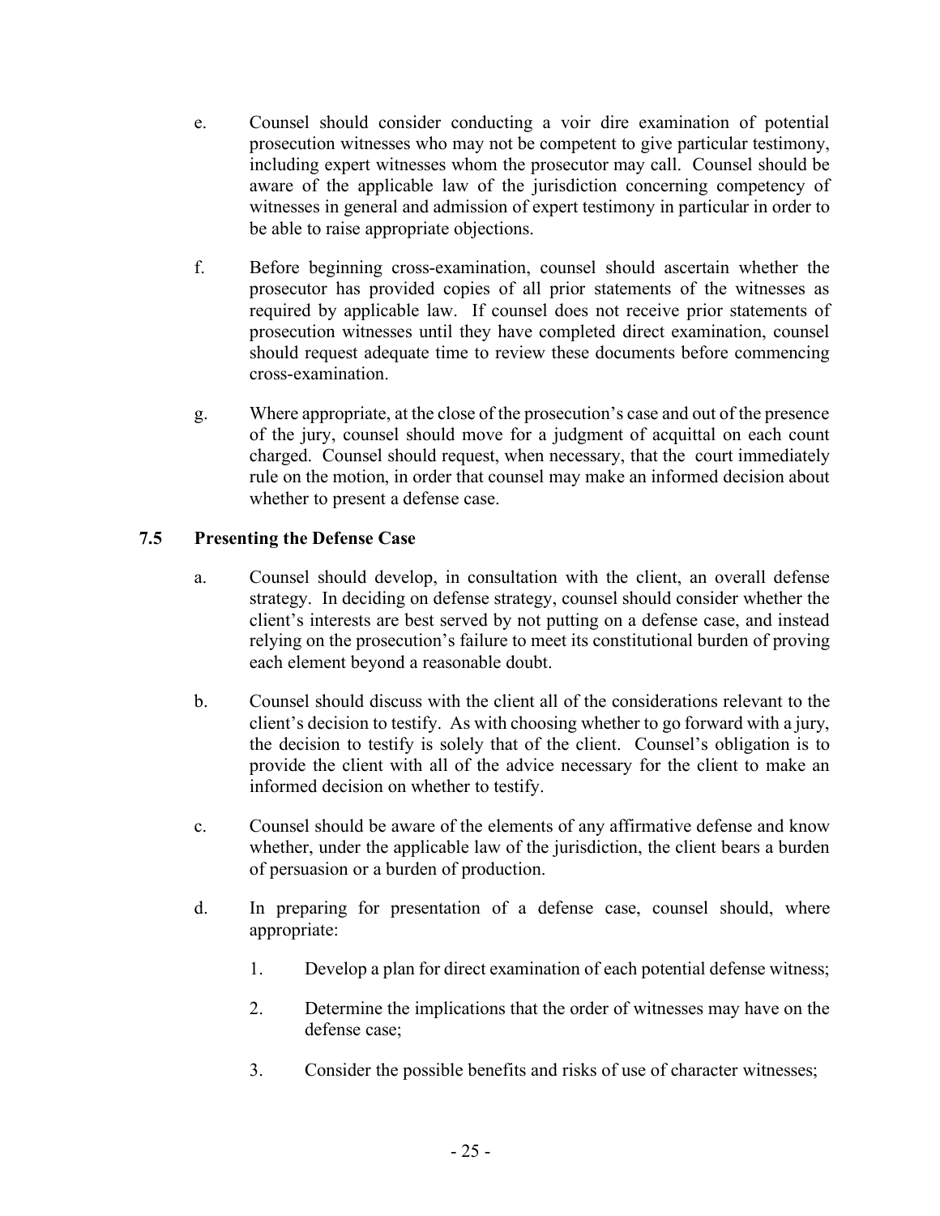e. Counsel should consider conducting a voir dire examination of potential prosecution witnesses who may not be competent to give particular testimony, including expert witnesses whom the prosecutor may call. Counsel should be aware of the applicable law of the jurisdiction concerning competency of witnesses in general and admission of expert testimony in particular in order to be able to raise appropriate objections.

f. Before beginning cross-examination, counsel should ascertain whether the prosecutor has provided copies of all prior statements of the witnesses as required by applicable law. If counsel does not receive prior statements of prosecution witnesses until they have completed direct examination, counsel should request adequate time to review these documents before commencing cross-examination.

g. Where appropriate, at the close of the prosecution's case and out of the presence of the jury, counsel should move for a judgment of acquittal on each count charged. Counsel should request, when necessary, that the court immediately rule on the motion, in order that counsel may make an informed decision about whether to present a defense case.

### 7.5 Presenting the Defense Case

a. Counsel should develop, in consultation with the client, an overall defense strategy. In deciding on defense strategy, counsel should consider whether the client's interests are best served by not putting on a defense case, and instead relying on the prosecution's failure to meet its constitutional burden of proving each element beyond a reasonable doubt.

b. Counsel should discuss with the client all of the considerations relevant to the client's decision to testify. As with choosing whether to go forward with a jury, the decision to testify is solely that of the client. Counsel's obligation is to provide the client with all of the advice necessary for the client to make an informed decision on whether to testify.

c. Counsel should be aware of the elements of any affirmative defense and know whether, under the applicable law of the jurisdiction, the client bears a burden of persuasion or a burden of production.

d. In preparing for presentation of a defense case, counsel should, where appropriate:

   1. Develop a plan for direct examination of each potential defense witness;

   2. Determine the implications that the order of witnesses may have on the defense case;

   3. Consider the possible benefits and risks of use of character witnesses;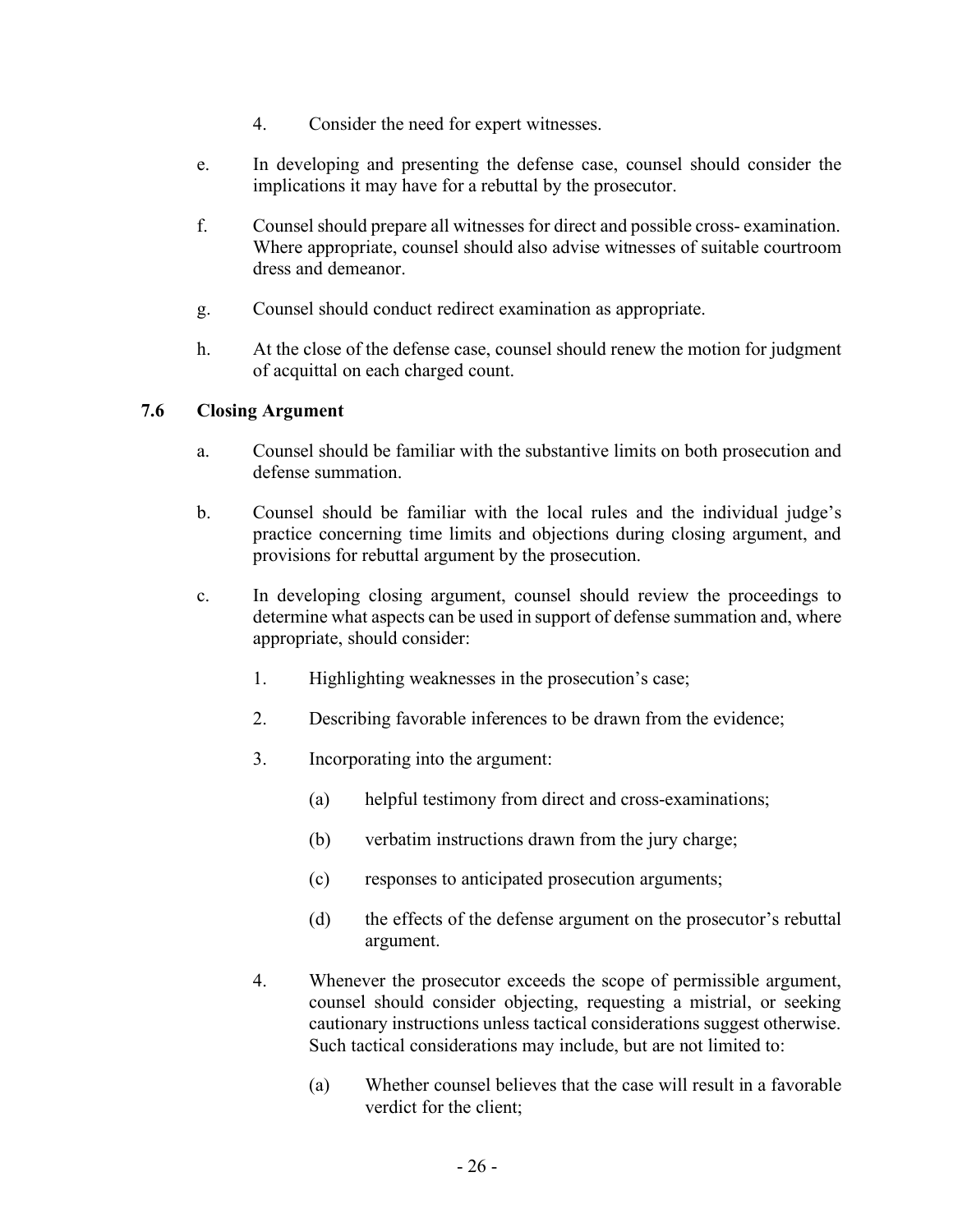4. Consider the need for expert witnesses.

e. In developing and presenting the defense case, counsel should consider the implications it may have for a rebuttal by the prosecutor.

f. Counsel should prepare all witnesses for direct and possible cross- examination. Where appropriate, counsel should also advise witnesses of suitable courtroom dress and demeanor.

g. Counsel should conduct redirect examination as appropriate.

h. At the close of the defense case, counsel should renew the motion for judgment of acquittal on each charged count.

## 7.6 Closing Argument

a. Counsel should be familiar with the substantive limits on both prosecution and defense summation.

b. Counsel should be familiar with the local rules and the individual judge's practice concerning time limits and objections during closing argument, and provisions for rebuttal argument by the prosecution.

c. In developing closing argument, counsel should review the proceedings to determine what aspects can be used in support of defense summation and, where appropriate, should consider:

   1. Highlighting weaknesses in the prosecution's case;

   2. Describing favorable inferences to be drawn from the evidence;

   3. Incorporating into the argument:

      (a) helpful testimony from direct and cross-examinations;

      (b) verbatim instructions drawn from the jury charge;

      (c) responses to anticipated prosecution arguments;

      (d) the effects of the defense argument on the prosecutor's rebuttal argument.

   4. Whenever the prosecutor exceeds the scope of permissible argument, counsel should consider objecting, requesting a mistrial, or seeking cautionary instructions unless tactical considerations suggest otherwise. Such tactical considerations may include, but are not limited to:

      (a) Whether counsel believes that the case will result in a favorable verdict for the client;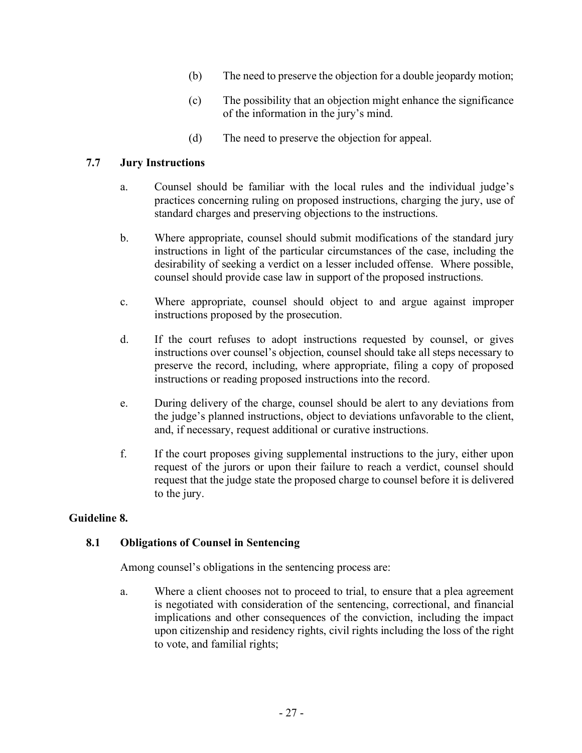(b) The need to preserve the objection for a double jeopardy motion;

(c) The possibility that an objection might enhance the significance of the information in the jury's mind.

(d) The need to preserve the objection for appeal.

### 7.7 Jury Instructions

a. Counsel should be familiar with the local rules and the individual judge's practices concerning ruling on proposed instructions, charging the jury, use of standard charges and preserving objections to the instructions.

b. Where appropriate, counsel should submit modifications of the standard jury instructions in light of the particular circumstances of the case, including the desirability of seeking a verdict on a lesser included offense. Where possible, counsel should provide case law in support of the proposed instructions.

c. Where appropriate, counsel should object to and argue against improper instructions proposed by the prosecution.

d. If the court refuses to adopt instructions requested by counsel, or gives instructions over counsel's objection, counsel should take all steps necessary to preserve the record, including, where appropriate, filing a copy of proposed instructions or reading proposed instructions into the record.

e. During delivery of the charge, counsel should be alert to any deviations from the judge's planned instructions, object to deviations unfavorable to the client, and, if necessary, request additional or curative instructions.

f. If the court proposes giving supplemental instructions to the jury, either upon request of the jurors or upon their failure to reach a verdict, counsel should request that the judge state the proposed charge to counsel before it is delivered to the jury.

## Guideline 8.

### 8.1 Obligations of Counsel in Sentencing

Among counsel's obligations in the sentencing process are:

a. Where a client chooses not to proceed to trial, to ensure that a plea agreement is negotiated with consideration of the sentencing, correctional, and financial implications and other consequences of the conviction, including the impact upon citizenship and residency rights, civil rights including the loss of the right to vote, and familial rights;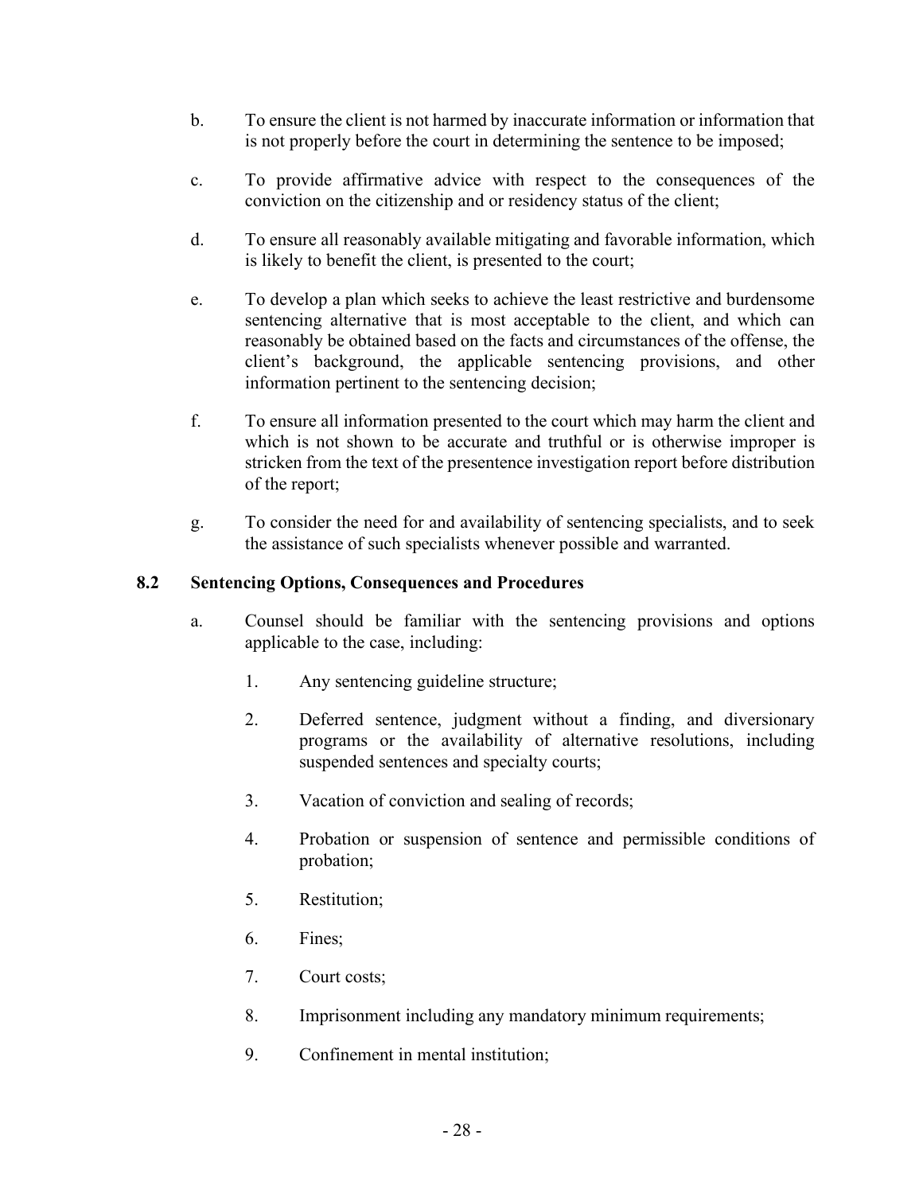b. To ensure the client is not harmed by inaccurate information or information that is not properly before the court in determining the sentence to be imposed;

c. To provide affirmative advice with respect to the consequences of the conviction on the citizenship and or residency status of the client;

d. To ensure all reasonably available mitigating and favorable information, which is likely to benefit the client, is presented to the court;

e. To develop a plan which seeks to achieve the least restrictive and burdensome sentencing alternative that is most acceptable to the client, and which can reasonably be obtained based on the facts and circumstances of the offense, the client's background, the applicable sentencing provisions, and other information pertinent to the sentencing decision;

f. To ensure all information presented to the court which may harm the client and which is not shown to be accurate and truthful or is otherwise improper is stricken from the text of the presentence investigation report before distribution of the report;

g. To consider the need for and availability of sentencing specialists, and to seek the assistance of such specialists whenever possible and warranted.

### 8.2 Sentencing Options, Consequences and Procedures

a. Counsel should be familiar with the sentencing provisions and options applicable to the case, including:

   1. Any sentencing guideline structure;

   2. Deferred sentence, judgment without a finding, and diversionary programs or the availability of alternative resolutions, including suspended sentences and specialty courts;

   3. Vacation of conviction and sealing of records;

   4. Probation or suspension of sentence and permissible conditions of probation;

   5. Restitution;

   6. Fines;

   7. Court costs;

   8. Imprisonment including any mandatory minimum requirements;

   9. Confinement in mental institution;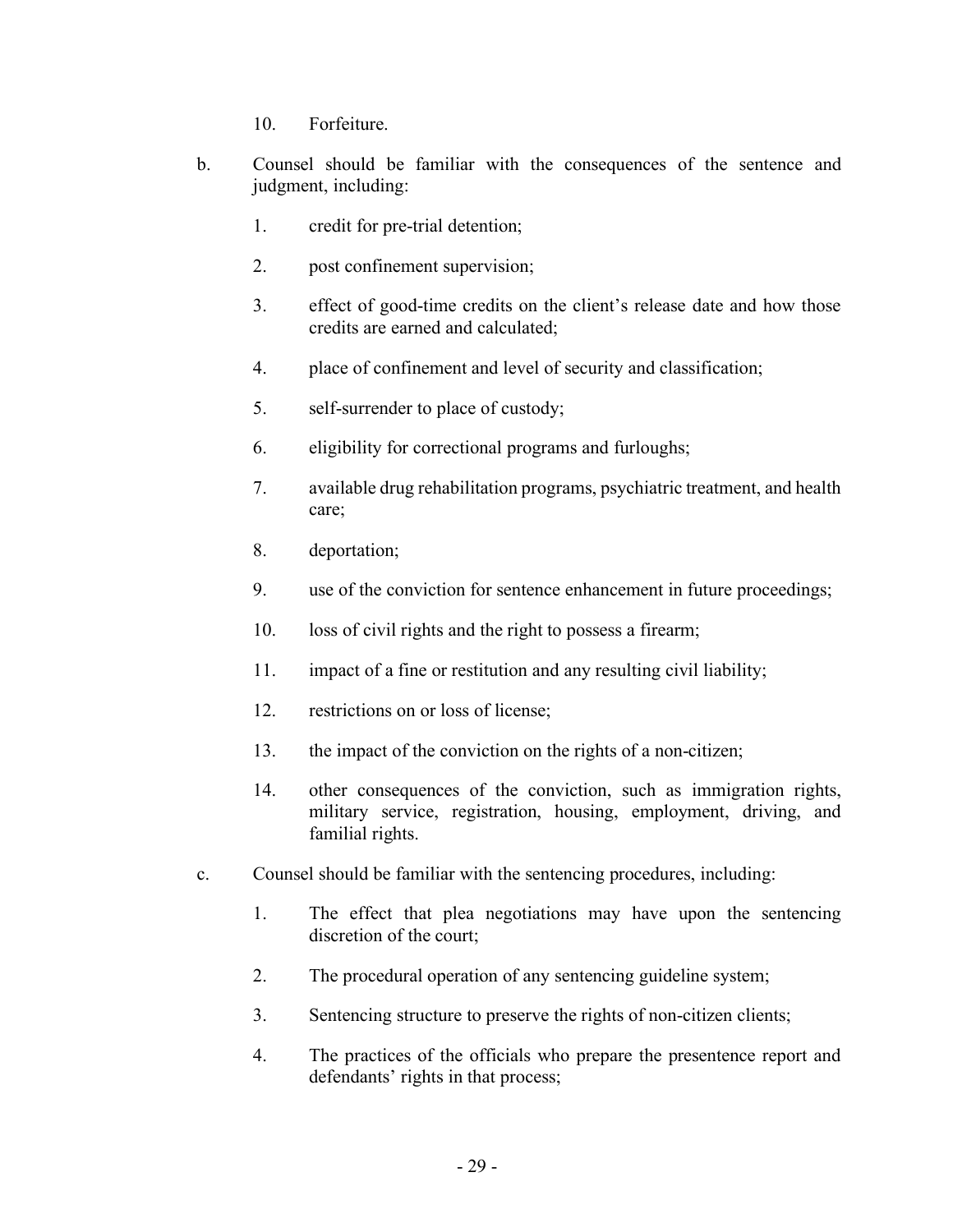10. Forfeiture.

b. Counsel should be familiar with the consequences of the sentence and judgment, including:

    1. credit for pre-trial detention;

    2. post confinement supervision;

    3. effect of good-time credits on the client's release date and how those credits are earned and calculated;

    4. place of confinement and level of security and classification;

    5. self-surrender to place of custody;

    6. eligibility for correctional programs and furloughs;

    7. available drug rehabilitation programs, psychiatric treatment, and health care;

    8. deportation;

    9. use of the conviction for sentence enhancement in future proceedings;

    10. loss of civil rights and the right to possess a firearm;

    11. impact of a fine or restitution and any resulting civil liability;

    12. restrictions on or loss of license;

    13. the impact of the conviction on the rights of a non-citizen;

    14. other consequences of the conviction, such as immigration rights, military service, registration, housing, employment, driving, and familial rights.

c. Counsel should be familiar with the sentencing procedures, including:

    1. The effect that plea negotiations may have upon the sentencing discretion of the court;

    2. The procedural operation of any sentencing guideline system;

    3. Sentencing structure to preserve the rights of non-citizen clients;

    4. The practices of the officials who prepare the presentence report and defendants' rights in that process;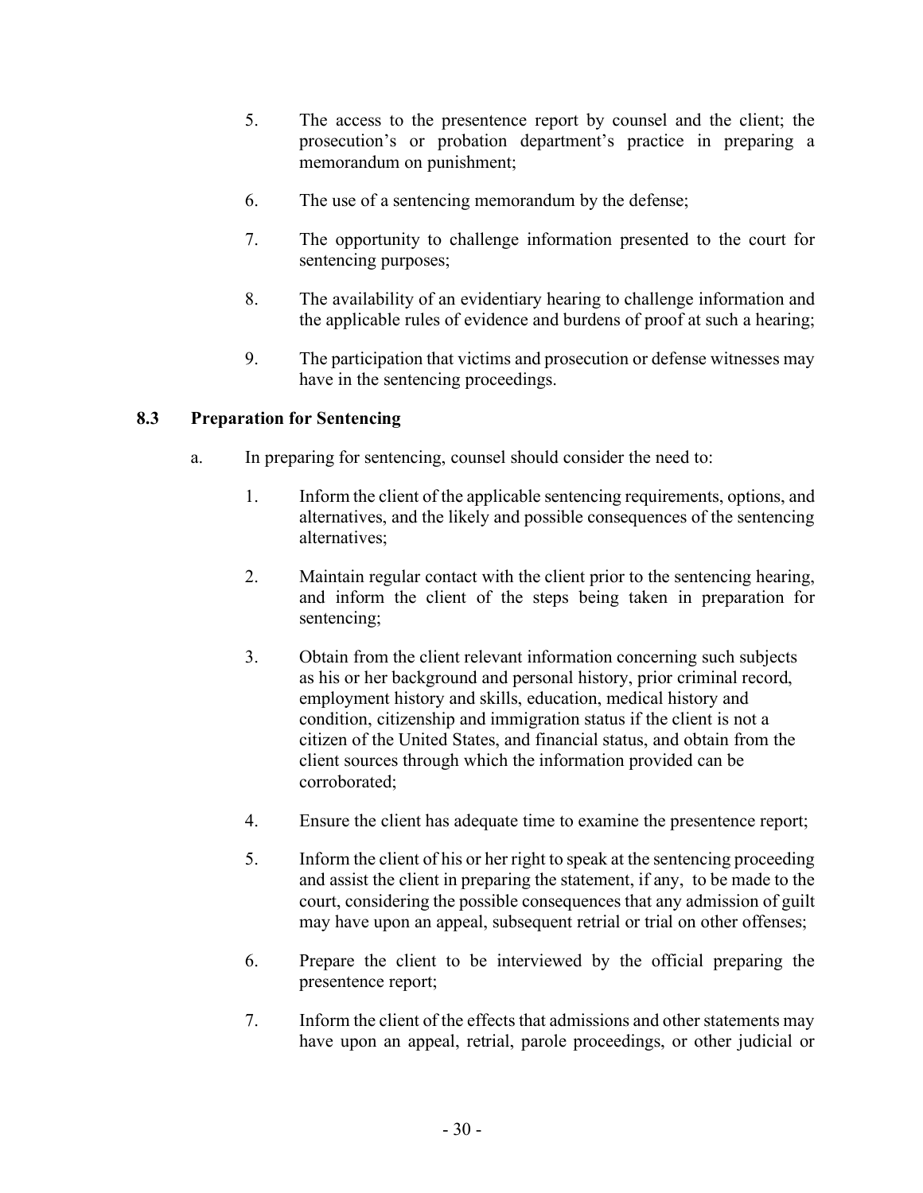5. The access to the presentence report by counsel and the client; the prosecution's or probation department's practice in preparing a memorandum on punishment;

6. The use of a sentencing memorandum by the defense;

7. The opportunity to challenge information presented to the court for sentencing purposes;

8. The availability of an evidentiary hearing to challenge information and the applicable rules of evidence and burdens of proof at such a hearing;

9. The participation that victims and prosecution or defense witnesses may have in the sentencing proceedings.

### 8.3 Preparation for Sentencing

a. In preparing for sentencing, counsel should consider the need to:

1. Inform the client of the applicable sentencing requirements, options, and alternatives, and the likely and possible consequences of the sentencing alternatives;

2. Maintain regular contact with the client prior to the sentencing hearing, and inform the client of the steps being taken in preparation for sentencing;

3. Obtain from the client relevant information concerning such subjects as his or her background and personal history, prior criminal record, employment history and skills, education, medical history and condition, citizenship and immigration status if the client is not a citizen of the United States, and financial status, and obtain from the client sources through which the information provided can be corroborated;

4. Ensure the client has adequate time to examine the presentence report;

5. Inform the client of his or her right to speak at the sentencing proceeding and assist the client in preparing the statement, if any, to be made to the court, considering the possible consequences that any admission of guilt may have upon an appeal, subsequent retrial or trial on other offenses;

6. Prepare the client to be interviewed by the official preparing the presentence report;

7. Inform the client of the effects that admissions and other statements may have upon an appeal, retrial, parole proceedings, or other judicial or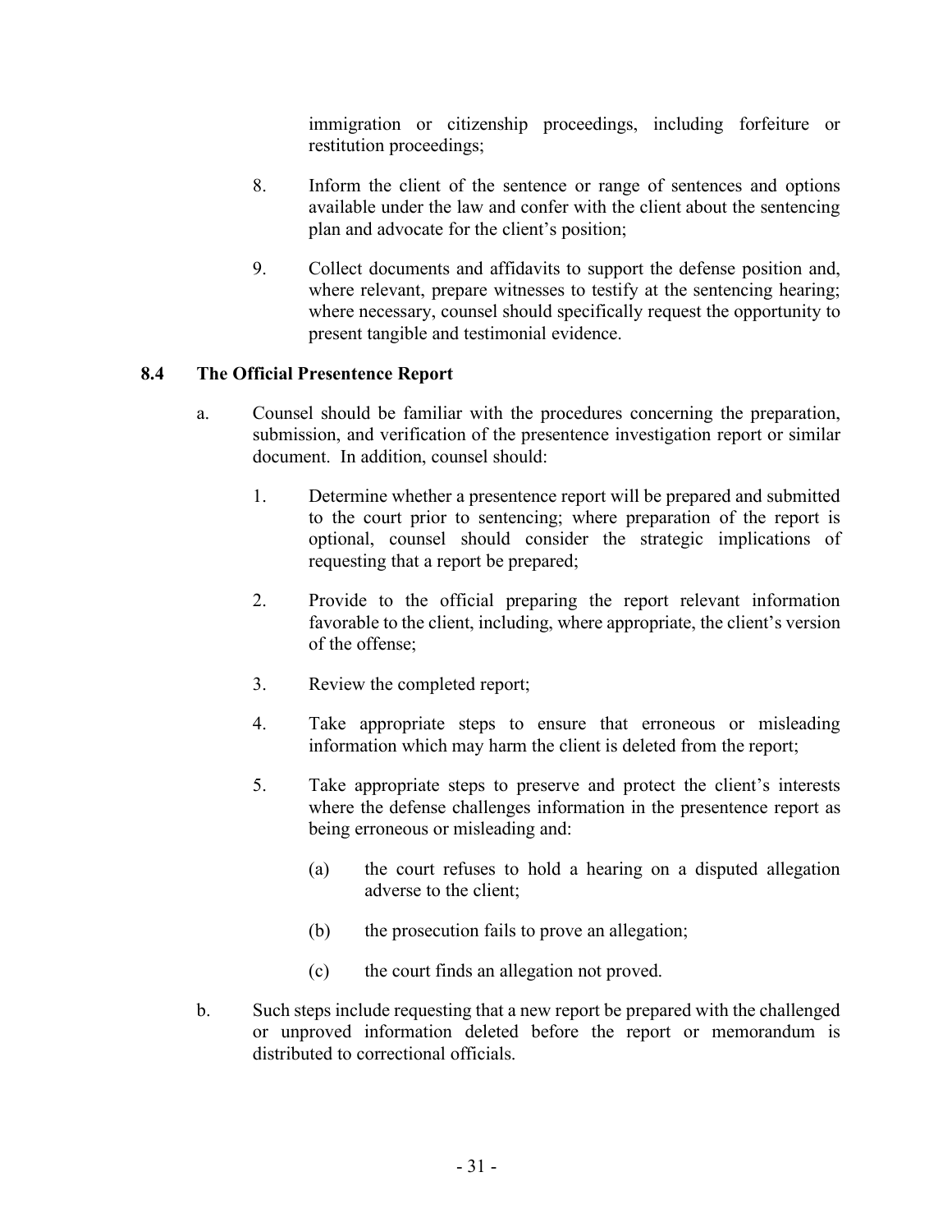immigration or citizenship proceedings, including forfeiture or restitution proceedings;

8. Inform the client of the sentence or range of sentences and options available under the law and confer with the client about the sentencing plan and advocate for the client's position;

9. Collect documents and affidavits to support the defense position and, where relevant, prepare witnesses to testify at the sentencing hearing; where necessary, counsel should specifically request the opportunity to present tangible and testimonial evidence.

### 8.4 The Official Presentence Report

a. Counsel should be familiar with the procedures concerning the preparation, submission, and verification of the presentence investigation report or similar document. In addition, counsel should:

   1. Determine whether a presentence report will be prepared and submitted to the court prior to sentencing; where preparation of the report is optional, counsel should consider the strategic implications of requesting that a report be prepared;

   2. Provide to the official preparing the report relevant information favorable to the client, including, where appropriate, the client's version of the offense;

   3. Review the completed report;

   4. Take appropriate steps to ensure that erroneous or misleading information which may harm the client is deleted from the report;

   5. Take appropriate steps to preserve and protect the client's interests where the defense challenges information in the presentence report as being erroneous or misleading and:

      (a) the court refuses to hold a hearing on a disputed allegation adverse to the client;

      (b) the prosecution fails to prove an allegation;

      (c) the court finds an allegation not proved.

b. Such steps include requesting that a new report be prepared with the challenged or unproved information deleted before the report or memorandum is distributed to correctional officials.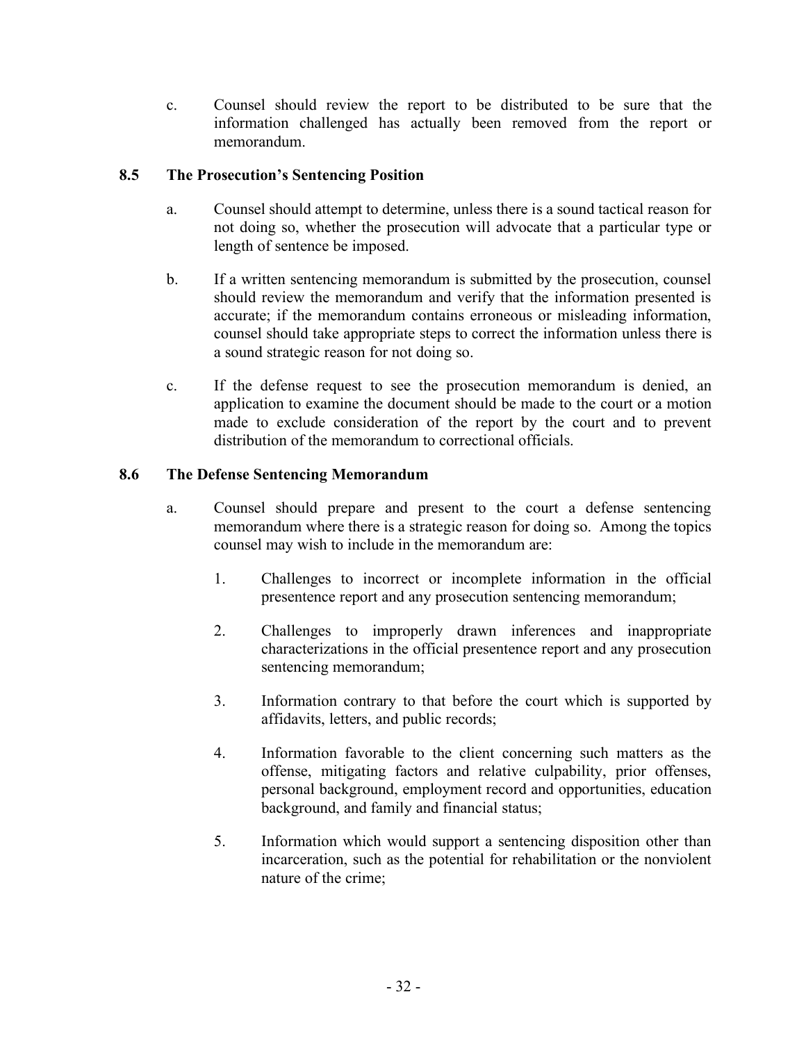c. Counsel should review the report to be distributed to be sure that the information challenged has actually been removed from the report or memorandum.

### 8.5 The Prosecution's Sentencing Position

a. Counsel should attempt to determine, unless there is a sound tactical reason for not doing so, whether the prosecution will advocate that a particular type or length of sentence be imposed.

b. If a written sentencing memorandum is submitted by the prosecution, counsel should review the memorandum and verify that the information presented is accurate; if the memorandum contains erroneous or misleading information, counsel should take appropriate steps to correct the information unless there is a sound strategic reason for not doing so.

c. If the defense request to see the prosecution memorandum is denied, an application to examine the document should be made to the court or a motion made to exclude consideration of the report by the court and to prevent distribution of the memorandum to correctional officials.

### 8.6 The Defense Sentencing Memorandum

a. Counsel should prepare and present to the court a defense sentencing memorandum where there is a strategic reason for doing so. Among the topics counsel may wish to include in the memorandum are:

1. Challenges to incorrect or incomplete information in the official presentence report and any prosecution sentencing memorandum;

2. Challenges to improperly drawn inferences and inappropriate characterizations in the official presentence report and any prosecution sentencing memorandum;

3. Information contrary to that before the court which is supported by affidavits, letters, and public records;

4. Information favorable to the client concerning such matters as the offense, mitigating factors and relative culpability, prior offenses, personal background, employment record and opportunities, education background, and family and financial status;

5. Information which would support a sentencing disposition other than incarceration, such as the potential for rehabilitation or the nonviolent nature of the crime;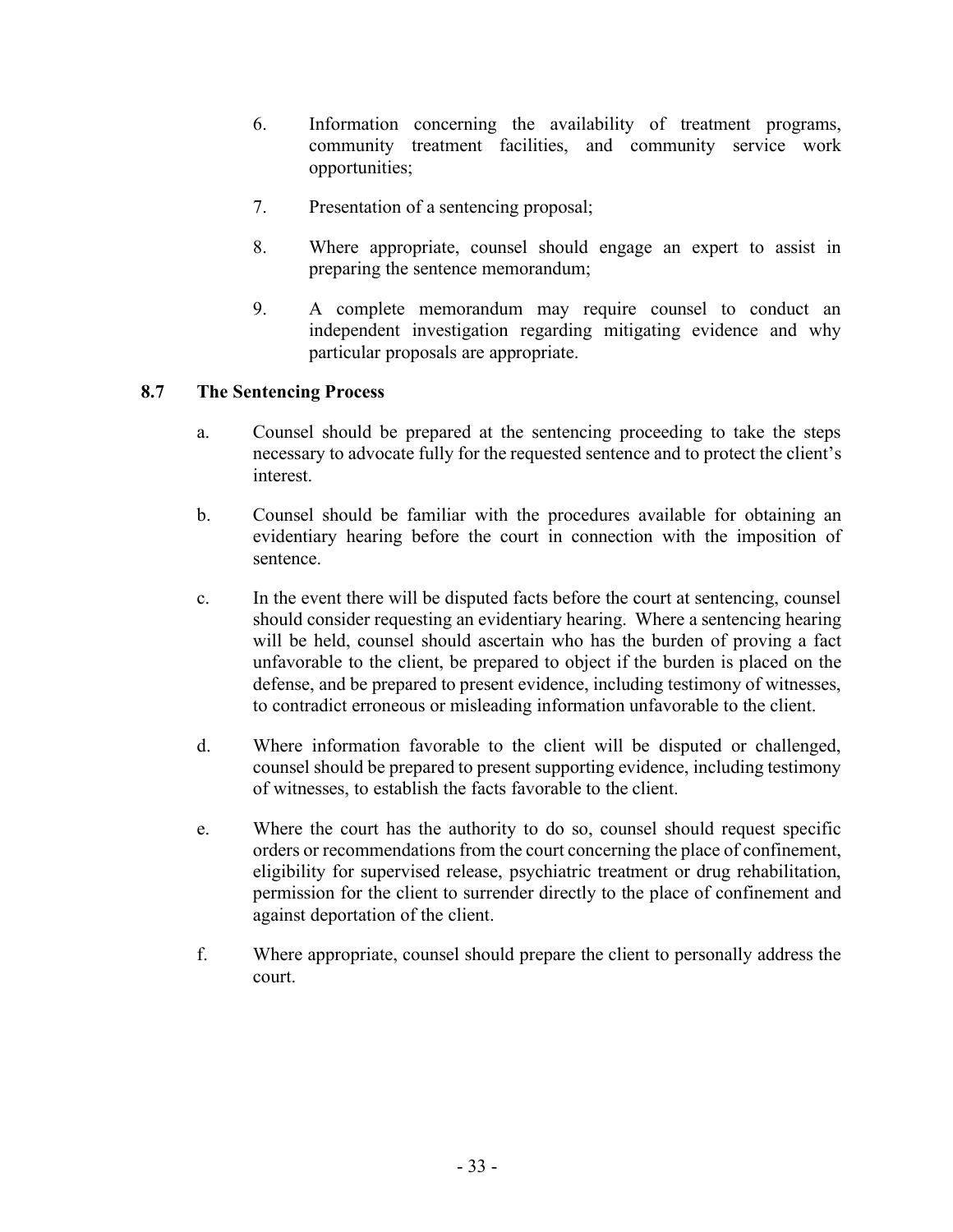6. Information concerning the availability of treatment programs, community treatment facilities, and community service work opportunities;

7. Presentation of a sentencing proposal;

8. Where appropriate, counsel should engage an expert to assist in preparing the sentence memorandum;

9. A complete memorandum may require counsel to conduct an independent investigation regarding mitigating evidence and why particular proposals are appropriate.

### 8.7 The Sentencing Process

a. Counsel should be prepared at the sentencing proceeding to take the steps necessary to advocate fully for the requested sentence and to protect the client's interest.

b. Counsel should be familiar with the procedures available for obtaining an evidentiary hearing before the court in connection with the imposition of sentence.

c. In the event there will be disputed facts before the court at sentencing, counsel should consider requesting an evidentiary hearing. Where a sentencing hearing will be held, counsel should ascertain who has the burden of proving a fact unfavorable to the client, be prepared to object if the burden is placed on the defense, and be prepared to present evidence, including testimony of witnesses, to contradict erroneous or misleading information unfavorable to the client.

d. Where information favorable to the client will be disputed or challenged, counsel should be prepared to present supporting evidence, including testimony of witnesses, to establish the facts favorable to the client.

e. Where the court has the authority to do so, counsel should request specific orders or recommendations from the court concerning the place of confinement, eligibility for supervised release, psychiatric treatment or drug rehabilitation, permission for the client to surrender directly to the place of confinement and against deportation of the client.

f. Where appropriate, counsel should prepare the client to personally address the court.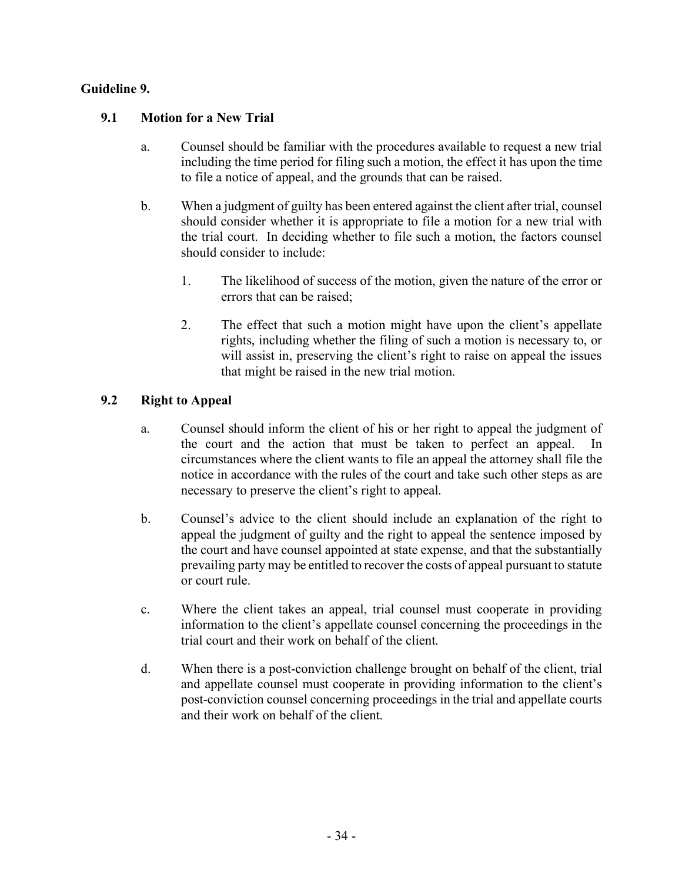**Guideline 9.**

**9.1 Motion for a New Trial**

a. Counsel should be familiar with the procedures available to request a new trial including the time period for filing such a motion, the effect it has upon the time to file a notice of appeal, and the grounds that can be raised.

b. When a judgment of guilty has been entered against the client after trial, counsel should consider whether it is appropriate to file a motion for a new trial with the trial court. In deciding whether to file such a motion, the factors counsel should consider to include:

1. The likelihood of success of the motion, given the nature of the error or errors that can be raised;

2. The effect that such a motion might have upon the client's appellate rights, including whether the filing of such a motion is necessary to, or will assist in, preserving the client's right to raise on appeal the issues that might be raised in the new trial motion.

**9.2 Right to Appeal**

a. Counsel should inform the client of his or her right to appeal the judgment of the court and the action that must be taken to perfect an appeal. In circumstances where the client wants to file an appeal the attorney shall file the notice in accordance with the rules of the court and take such other steps as are necessary to preserve the client's right to appeal.

b. Counsel's advice to the client should include an explanation of the right to appeal the judgment of guilty and the right to appeal the sentence imposed by the court and have counsel appointed at state expense, and that the substantially prevailing party may be entitled to recover the costs of appeal pursuant to statute or court rule.

c. Where the client takes an appeal, trial counsel must cooperate in providing information to the client's appellate counsel concerning the proceedings in the trial court and their work on behalf of the client.

d. When there is a post-conviction challenge brought on behalf of the client, trial and appellate counsel must cooperate in providing information to the client's post-conviction counsel concerning proceedings in the trial and appellate courts and their work on behalf of the client.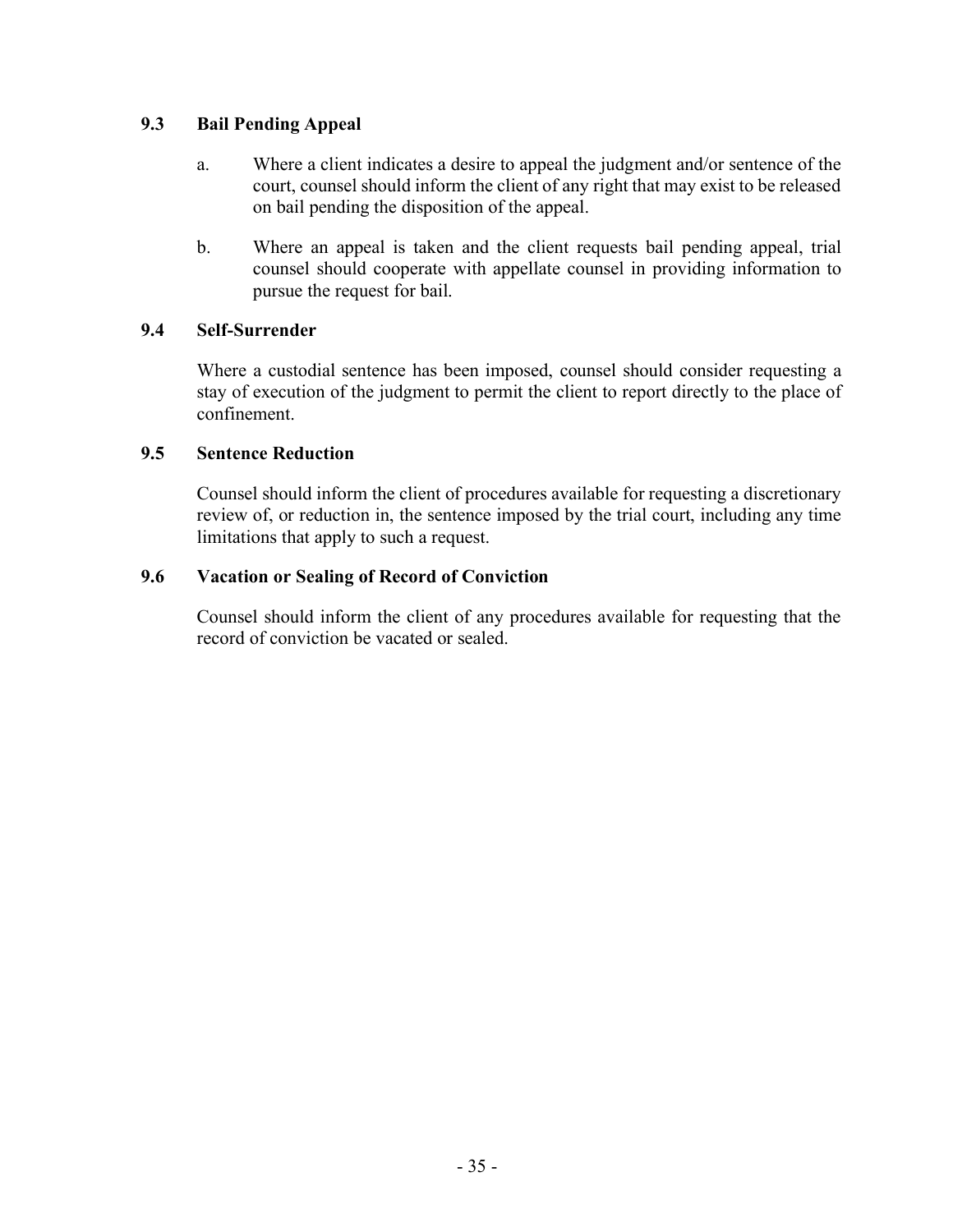### 9.3 Bail Pending Appeal

a. Where a client indicates a desire to appeal the judgment and/or sentence of the court, counsel should inform the client of any right that may exist to be released on bail pending the disposition of the appeal.

b. Where an appeal is taken and the client requests bail pending appeal, trial counsel should cooperate with appellate counsel in providing information to pursue the request for bail.

### 9.4 Self-Surrender

Where a custodial sentence has been imposed, counsel should consider requesting a stay of execution of the judgment to permit the client to report directly to the place of confinement.

### 9.5 Sentence Reduction

Counsel should inform the client of procedures available for requesting a discretionary review of, or reduction in, the sentence imposed by the trial court, including any time limitations that apply to such a request.

### 9.6 Vacation or Sealing of Record of Conviction

Counsel should inform the client of any procedures available for requesting that the record of conviction be vacated or sealed.